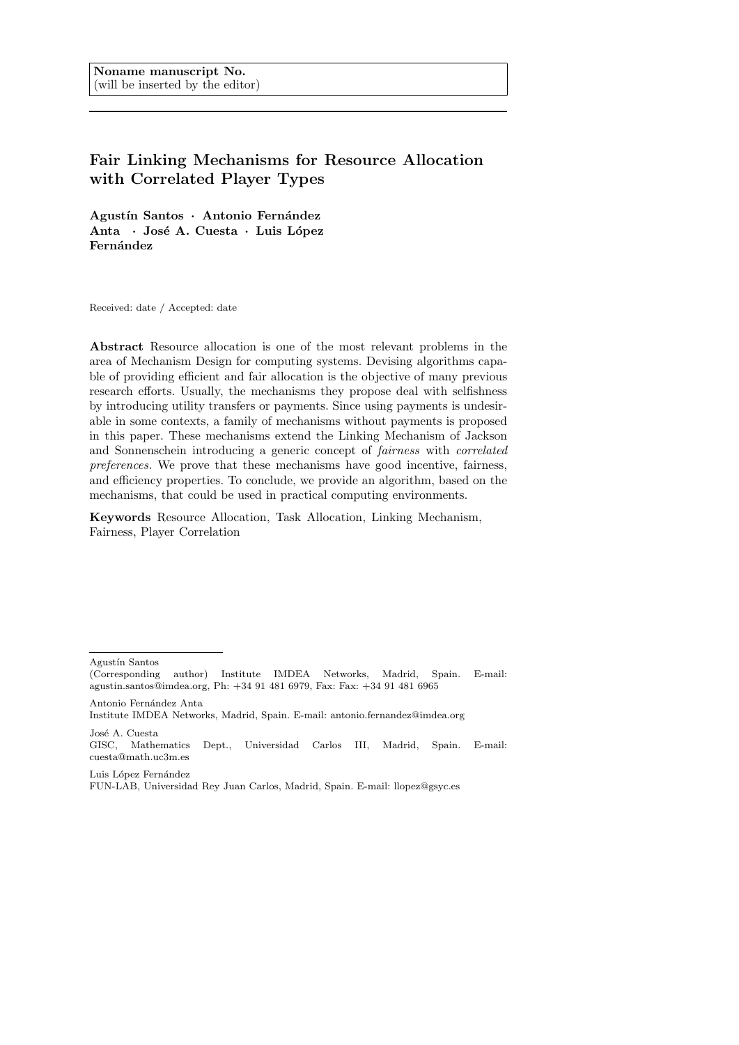Noname manuscript No.
(will be inserted by the editor)

# Fair Linking Mechanisms for Resource Allocation with Correlated Player Types

**Agustín Santos · Antonio Fernández Anta · José A. Cuesta · Luis López Fernández**

Received: date / Accepted: date

**Abstract** Resource allocation is one of the most relevant problems in the area of Mechanism Design for computing systems. Devising algorithms capable of providing efficient and fair allocation is the objective of many previous research efforts. Usually, the mechanisms they propose deal with selfishness by introducing utility transfers or payments. Since using payments is undesirable in some contexts, a family of mechanisms without payments is proposed in this paper. These mechanisms extend the Linking Mechanism of Jackson and Sonnenschein introducing a generic concept of *fairness* with *correlated preferences*. We prove that these mechanisms have good incentive, fairness, and efficiency properties. To conclude, we provide an algorithm, based on the mechanisms, that could be used in practical computing environments.

**Keywords** Resource Allocation, Task Allocation, Linking Mechanism, Fairness, Player Correlation

---

Agustín Santos
(Corresponding author) Institute IMDEA Networks, Madrid, Spain. E-mail: agustin.santos@imdea.org, Ph: +34 91 481 6979, Fax: Fax: +34 91 481 6965

Antonio Fernández Anta
Institute IMDEA Networks, Madrid, Spain. E-mail: antonio.fernandez@imdea.org

José A. Cuesta
GISC, Mathematics Dept., Universidad Carlos III, Madrid, Spain. E-mail: cuesta@math.uc3m.es

Luis López Fernández
FUN-LAB, Universidad Rey Juan Carlos, Madrid, Spain. E-mail: llopez@gsyc.es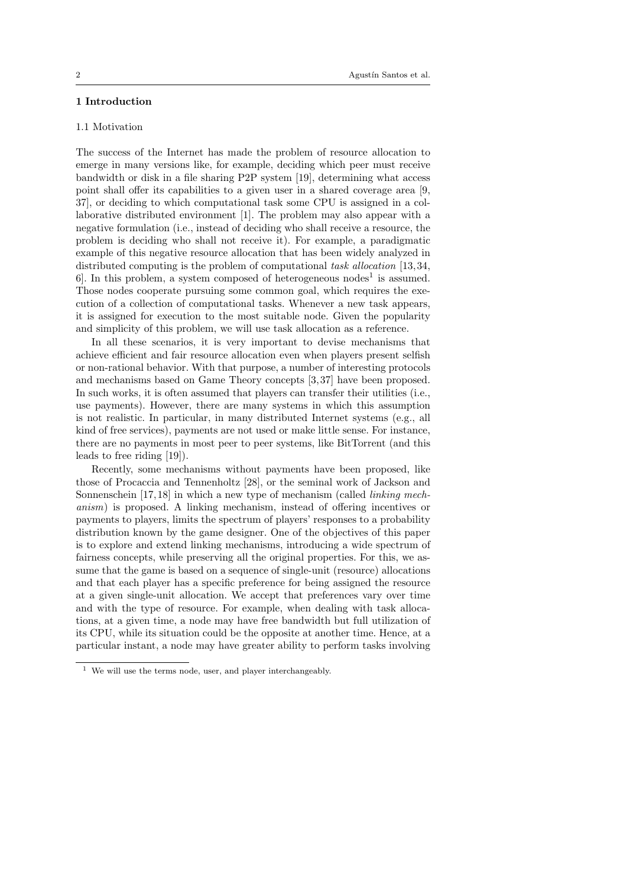## 1 Introduction

### 1.1 Motivation

The success of the Internet has made the problem of resource allocation to emerge in many versions like, for example, deciding which peer must receive bandwidth or disk in a file sharing P2P system [19], determining what access point shall offer its capabilities to a given user in a shared coverage area [9, 37], or deciding to which computational task some CPU is assigned in a collaborative distributed environment [1]. The problem may also appear with a negative formulation (i.e., instead of deciding who shall receive a resource, the problem is deciding who shall not receive it). For example, a paradigmatic example of this negative resource allocation that has been widely analyzed in distributed computing is the problem of computational *task allocation* [13, 34, 6]. In this problem, a system composed of heterogeneous nodes[1] is assumed. Those nodes cooperate pursuing some common goal, which requires the execution of a collection of computational tasks. Whenever a new task appears, it is assigned for execution to the most suitable node. Given the popularity and simplicity of this problem, we will use task allocation as a reference.

In all these scenarios, it is very important to devise mechanisms that achieve efficient and fair resource allocation even when players present selfish or non-rational behavior. With that purpose, a number of interesting protocols and mechanisms based on Game Theory concepts [3, 37] have been proposed. In such works, it is often assumed that players can transfer their utilities (i.e., use payments). However, there are many systems in which this assumption is not realistic. In particular, in many distributed Internet systems (e.g., all kind of free services), payments are not used or make little sense. For instance, there are no payments in most peer to peer systems, like BitTorrent (and this leads to free riding [19]).

Recently, some mechanisms without payments have been proposed, like those of Procaccia and Tennenholtz [28], or the seminal work of Jackson and Sonnenschein [17, 18] in which a new type of mechanism (called *linking mechanism*) is proposed. A linking mechanism, instead of offering incentives or payments to players, limits the spectrum of players' responses to a probability distribution known by the game designer. One of the objectives of this paper is to explore and extend linking mechanisms, introducing a wide spectrum of fairness concepts, while preserving all the original properties. For this, we assume that the game is based on a sequence of single-unit (resource) allocations and that each player has a specific preference for being assigned the resource at a given single-unit allocation. We accept that preferences vary over time and with the type of resource. For example, when dealing with task allocations, at a given time, a node may have free bandwidth but full utilization of its CPU, while its situation could be the opposite at another time. Hence, at a particular instant, a node may have greater ability to perform tasks involving

[1] We will use the terms node, user, and player interchangeably.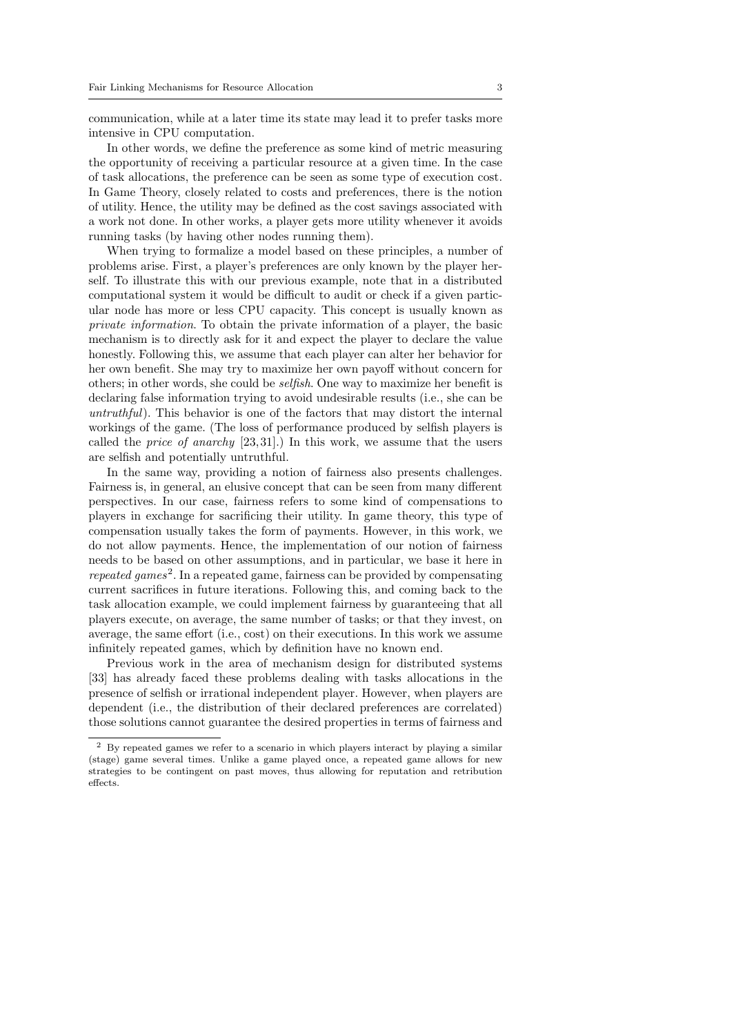communication, while at a later time its state may lead it to prefer tasks more intensive in CPU computation.

In other words, we define the preference as some kind of metric measuring the opportunity of receiving a particular resource at a given time. In the case of task allocations, the preference can be seen as some type of execution cost. In Game Theory, closely related to costs and preferences, there is the notion of utility. Hence, the utility may be defined as the cost savings associated with a work not done. In other works, a player gets more utility whenever it avoids running tasks (by having other nodes running them).

When trying to formalize a model based on these principles, a number of problems arise. First, a player's preferences are only known by the player herself. To illustrate this with our previous example, note that in a distributed computational system it would be difficult to audit or check if a given particular node has more or less CPU capacity. This concept is usually known as *private information*. To obtain the private information of a player, the basic mechanism is to directly ask for it and expect the player to declare the value honestly. Following this, we assume that each player can alter her behavior for her own benefit. She may try to maximize her own payoff without concern for others; in other words, she could be *selfish*. One way to maximize her benefit is declaring false information trying to avoid undesirable results (i.e., she can be *untruthful*). This behavior is one of the factors that may distort the internal workings of the game. (The loss of performance produced by selfish players is called the *price of anarchy* [23,31].) In this work, we assume that the users are selfish and potentially untruthful.

In the same way, providing a notion of fairness also presents challenges. Fairness is, in general, an elusive concept that can be seen from many different perspectives. In our case, fairness refers to some kind of compensations to players in exchange for sacrificing their utility. In game theory, this type of compensation usually takes the form of payments. However, in this work, we do not allow payments. Hence, the implementation of our notion of fairness needs to be based on other assumptions, and in particular, we base it here in *repeated games*[2]. In a repeated game, fairness can be provided by compensating current sacrifices in future iterations. Following this, and coming back to the task allocation example, we could implement fairness by guaranteeing that all players execute, on average, the same number of tasks; or that they invest, on average, the same effort (i.e., cost) on their executions. In this work we assume infinitely repeated games, which by definition have no known end.

Previous work in the area of mechanism design for distributed systems [33] has already faced these problems dealing with tasks allocations in the presence of selfish or irrational independent player. However, when players are dependent (i.e., the distribution of their declared preferences are correlated) those solutions cannot guarantee the desired properties in terms of fairness and

[2] By repeated games we refer to a scenario in which players interact by playing a similar (stage) game several times. Unlike a game played once, a repeated game allows for new strategies to be contingent on past moves, thus allowing for reputation and retribution effects.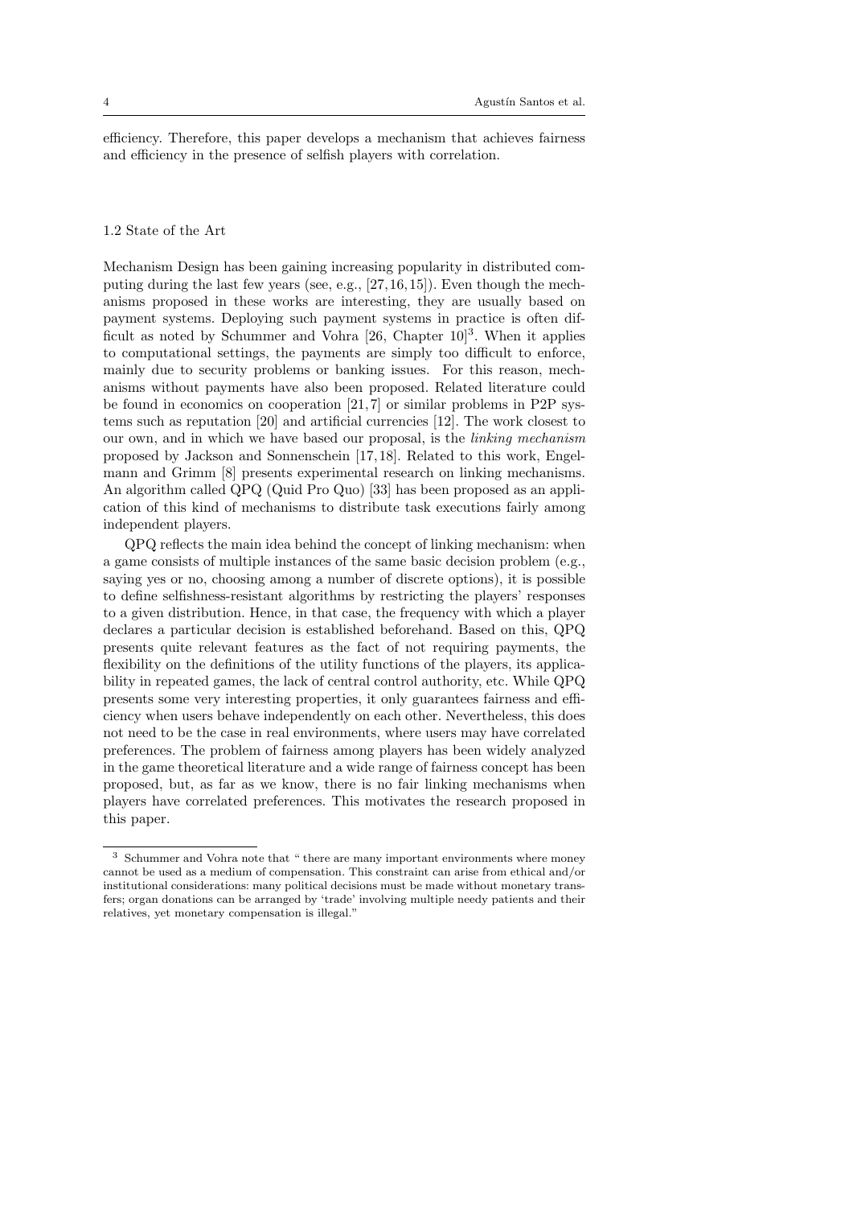efficiency. Therefore, this paper develops a mechanism that achieves fairness and efficiency in the presence of selfish players with correlation.

### 1.2 State of the Art

Mechanism Design has been gaining increasing popularity in distributed computing during the last few years (see, e.g., [27,16,15]). Even though the mechanisms proposed in these works are interesting, they are usually based on payment systems. Deploying such payment systems in practice is often difficult as noted by Schummer and Vohra [26, Chapter 10][3]. When it applies to computational settings, the payments are simply too difficult to enforce, mainly due to security problems or banking issues. For this reason, mechanisms without payments have also been proposed. Related literature could be found in economics on cooperation [21,7] or similar problems in P2P systems such as reputation [20] and artificial currencies [12]. The work closest to our own, and in which we have based our proposal, is the *linking mechanism* proposed by Jackson and Sonnenschein [17,18]. Related to this work, Engelmann and Grimm [8] presents experimental research on linking mechanisms. An algorithm called QPQ (Quid Pro Quo) [33] has been proposed as an application of this kind of mechanisms to distribute task executions fairly among independent players.

QPQ reflects the main idea behind the concept of linking mechanism: when a game consists of multiple instances of the same basic decision problem (e.g., saying yes or no, choosing among a number of discrete options), it is possible to define selfishness-resistant algorithms by restricting the players' responses to a given distribution. Hence, in that case, the frequency with which a player declares a particular decision is established beforehand. Based on this, QPQ presents quite relevant features as the fact of not requiring payments, the flexibility on the definitions of the utility functions of the players, its applicability in repeated games, the lack of central control authority, etc. While QPQ presents some very interesting properties, it only guarantees fairness and efficiency when users behave independently on each other. Nevertheless, this does not need to be the case in real environments, where users may have correlated preferences. The problem of fairness among players has been widely analyzed in the game theoretical literature and a wide range of fairness concept has been proposed, but, as far as we know, there is no fair linking mechanisms when players have correlated preferences. This motivates the research proposed in this paper.

[3] Schummer and Vohra note that " there are many important environments where money cannot be used as a medium of compensation. This constraint can arise from ethical and/or institutional considerations: many political decisions must be made without monetary transfers; organ donations can be arranged by 'trade' involving multiple needy patients and their relatives, yet monetary compensation is illegal."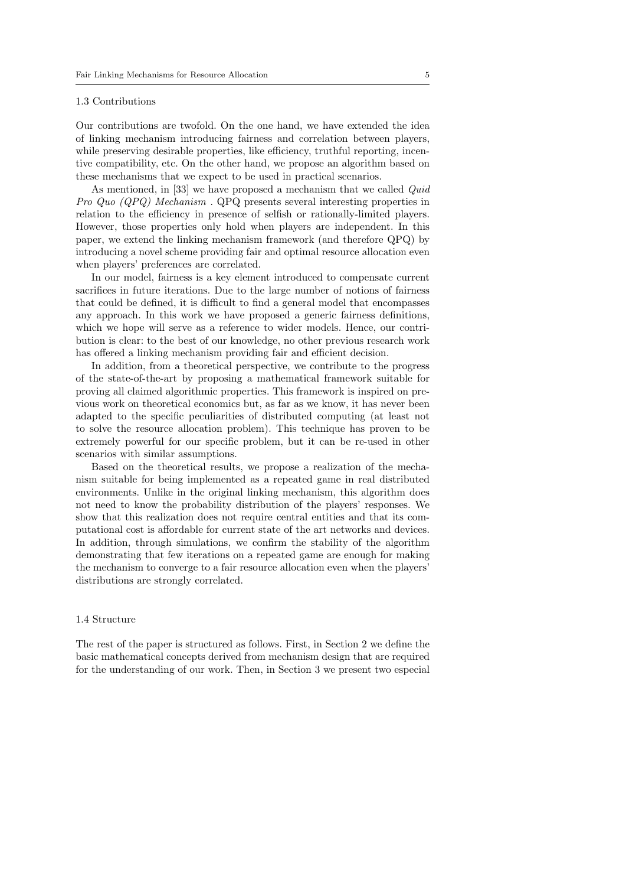### 1.3 Contributions

Our contributions are twofold. On the one hand, we have extended the idea of linking mechanism introducing fairness and correlation between players, while preserving desirable properties, like efficiency, truthful reporting, incentive compatibility, etc. On the other hand, we propose an algorithm based on these mechanisms that we expect to be used in practical scenarios.

As mentioned, in [33] we have proposed a mechanism that we called *Quid Pro Quo (QPQ) Mechanism* . QPQ presents several interesting properties in relation to the efficiency in presence of selfish or rationally-limited players. However, those properties only hold when players are independent. In this paper, we extend the linking mechanism framework (and therefore QPQ) by introducing a novel scheme providing fair and optimal resource allocation even when players' preferences are correlated.

In our model, fairness is a key element introduced to compensate current sacrifices in future iterations. Due to the large number of notions of fairness that could be defined, it is difficult to find a general model that encompasses any approach. In this work we have proposed a generic fairness definitions, which we hope will serve as a reference to wider models. Hence, our contribution is clear: to the best of our knowledge, no other previous research work has offered a linking mechanism providing fair and efficient decision.

In addition, from a theoretical perspective, we contribute to the progress of the state-of-the-art by proposing a mathematical framework suitable for proving all claimed algorithmic properties. This framework is inspired on previous work on theoretical economics but, as far as we know, it has never been adapted to the specific peculiarities of distributed computing (at least not to solve the resource allocation problem). This technique has proven to be extremely powerful for our specific problem, but it can be re-used in other scenarios with similar assumptions.

Based on the theoretical results, we propose a realization of the mechanism suitable for being implemented as a repeated game in real distributed environments. Unlike in the original linking mechanism, this algorithm does not need to know the probability distribution of the players' responses. We show that this realization does not require central entities and that its computational cost is affordable for current state of the art networks and devices. In addition, through simulations, we confirm the stability of the algorithm demonstrating that few iterations on a repeated game are enough for making the mechanism to converge to a fair resource allocation even when the players' distributions are strongly correlated.

### 1.4 Structure

The rest of the paper is structured as follows. First, in Section 2 we define the basic mathematical concepts derived from mechanism design that are required for the understanding of our work. Then, in Section 3 we present two especial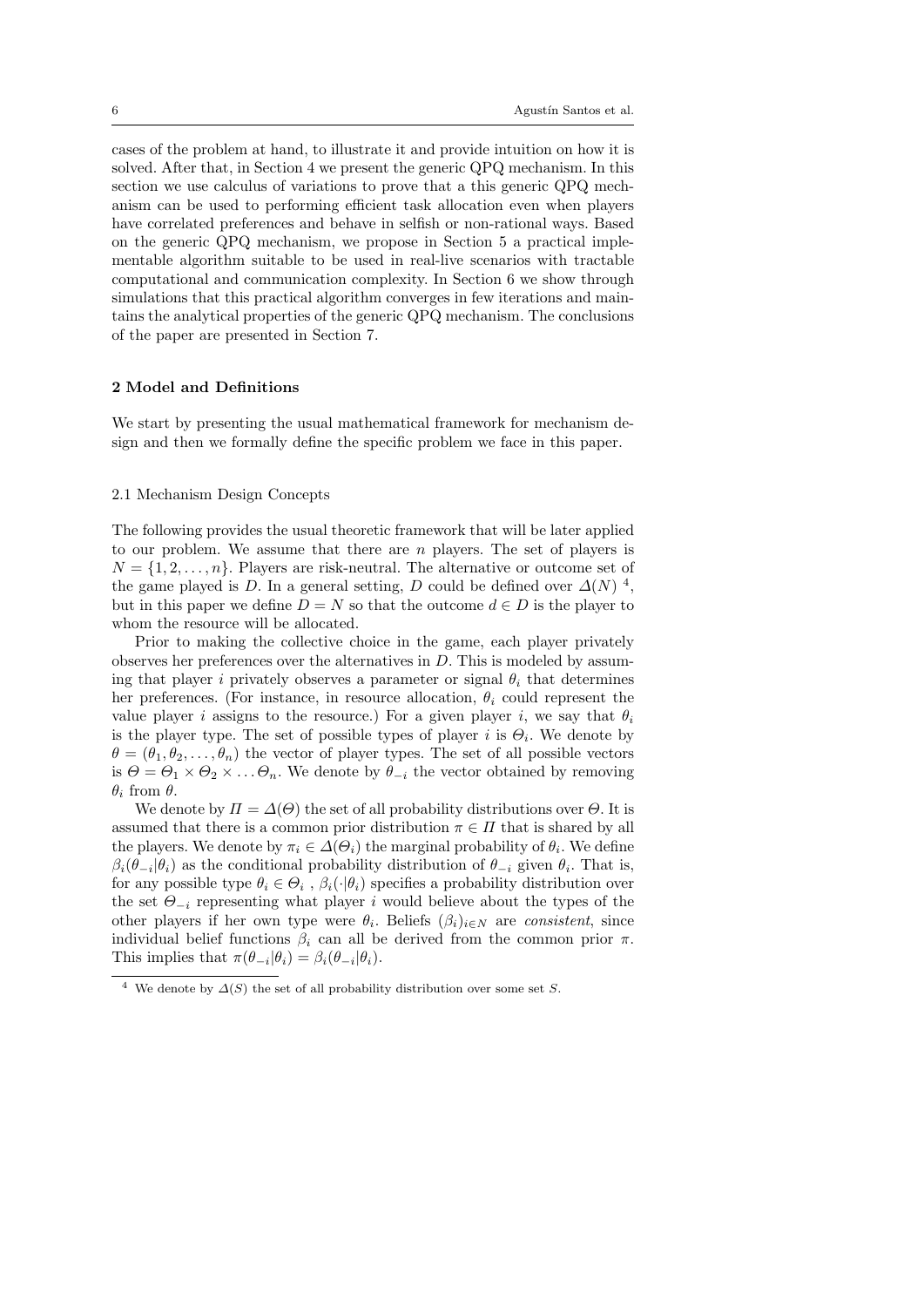cases of the problem at hand, to illustrate it and provide intuition on how it is solved. After that, in Section 4 we present the generic QPQ mechanism. In this section we use calculus of variations to prove that a this generic QPQ mechanism can be used to performing efficient task allocation even when players have correlated preferences and behave in selfish or non-rational ways. Based on the generic QPQ mechanism, we propose in Section 5 a practical implementable algorithm suitable to be used in real-live scenarios with tractable computational and communication complexity. In Section 6 we show through simulations that this practical algorithm converges in few iterations and maintains the analytical properties of the generic QPQ mechanism. The conclusions of the paper are presented in Section 7.

## 2 Model and Definitions

We start by presenting the usual mathematical framework for mechanism design and then we formally define the specific problem we face in this paper.

### 2.1 Mechanism Design Concepts

The following provides the usual theoretic framework that will be later applied to our problem. We assume that there are $n$ players. The set of players is $N = \{1, 2, \dots, n\}$. Players are risk-neutral. The alternative or outcome set of the game played is $D$. In a general setting, $D$ could be defined over $\Delta(N)$ [4], but in this paper we define $D = N$ so that the outcome $d \in D$ is the player to whom the resource will be allocated.

Prior to making the collective choice in the game, each player privately observes her preferences over the alternatives in $D$. This is modeled by assuming that player $i$ privately observes a parameter or signal $\theta_i$ that determines her preferences. (For instance, in resource allocation, $\theta_i$ could represent the value player $i$ assigns to the resource.) For a given player $i$, we say that $\theta_i$ is the player type. The set of possible types of player $i$ is $\Theta_i$. We denote by $\theta = (\theta_1, \theta_2, \dots, \theta_n)$ the vector of player types. The set of all possible vectors is $\Theta = \Theta_1 \times \Theta_2 \times \dots \Theta_n$. We denote by $\theta_{-i}$ the vector obtained by removing $\theta_i$ from $\theta$.

We denote by $\Pi = \Delta(\Theta)$ the set of all probability distributions over $\Theta$. It is assumed that there is a common prior distribution $\pi \in \Pi$ that is shared by all the players. We denote by $\pi_i \in \Delta(\Theta_i)$ the marginal probability of $\theta_i$. We define $\beta_i(\theta_{-i}|\theta_i)$ as the conditional probability distribution of $\theta_{-i}$ given $\theta_i$. That is, for any possible type $\theta_i \in \Theta_i$ , $\beta_i(\cdot|\theta_i)$ specifies a probability distribution over the set $\Theta_{-i}$ representing what player $i$ would believe about the types of the other players if her own type were $\theta_i$. Beliefs $(\beta_i)_{i \in N}$ are *consistent*, since individual belief functions $\beta_i$ can all be derived from the common prior $\pi$. This implies that $\pi(\theta_{-i}|\theta_i) = \beta_i(\theta_{-i}|\theta_i)$.

[4] We denote by $\Delta(S)$ the set of all probability distribution over some set $S$.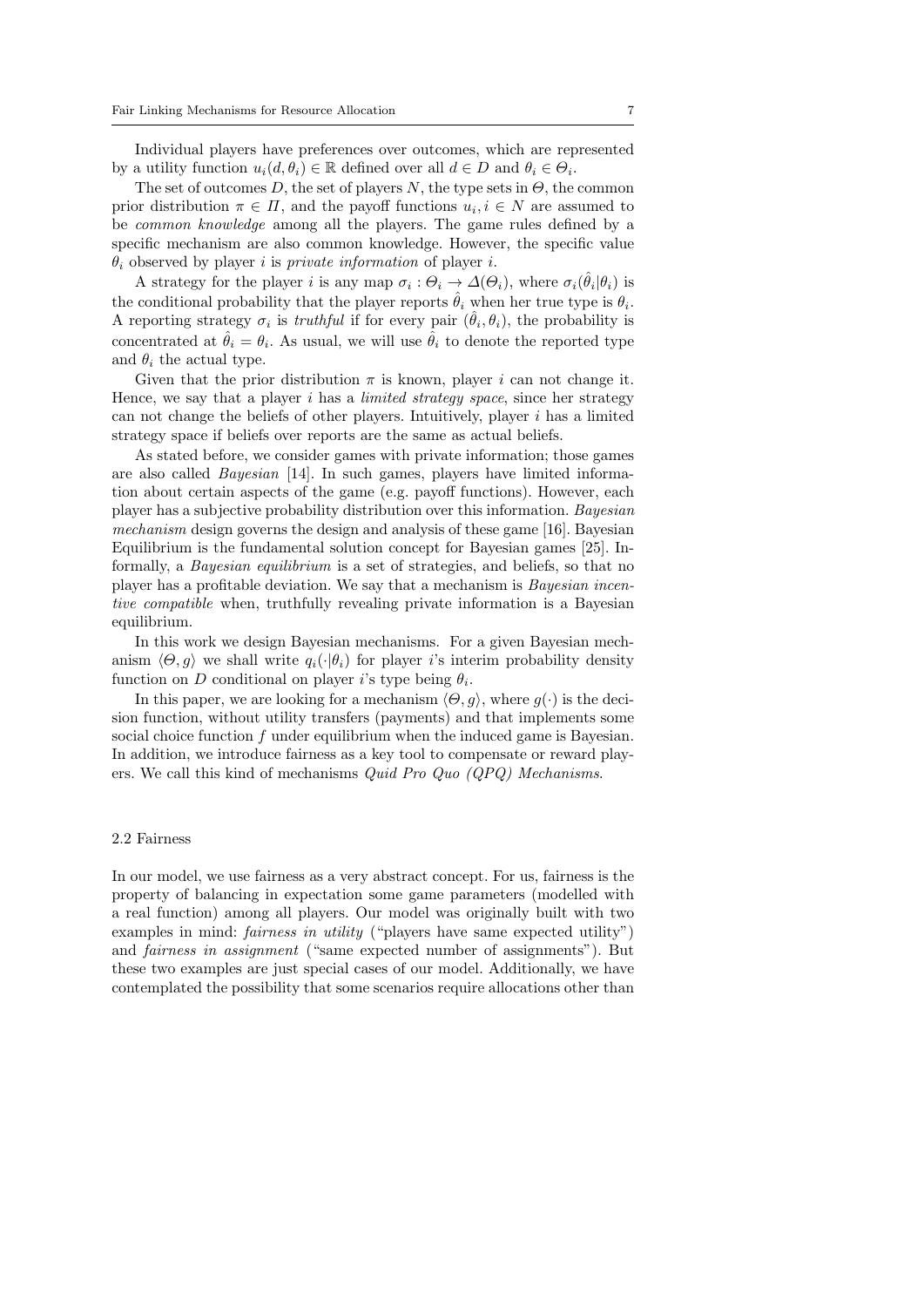Individual players have preferences over outcomes, which are represented by a utility function $u_i(d, \theta_i) \in \mathbb{R}$ defined over all $d \in D$ and $\theta_i \in \Theta_i$.

The set of outcomes $D$, the set of players $N$, the type sets in $\Theta$, the common prior distribution $\pi \in \Pi$, and the payoff functions $u_i, i \in N$ are assumed to be *common knowledge* among all the players. The game rules defined by a specific mechanism are also common knowledge. However, the specific value $\theta_i$ observed by player $i$ is *private information* of player $i$.

A strategy for the player $i$ is any map $\sigma_i : \Theta_i \to \Delta(\Theta_i)$, where $\sigma_i(\hat{\theta}_i|\theta_i)$ is the conditional probability that the player reports $\hat{\theta}_i$ when her true type is $\theta_i$. A reporting strategy $\sigma_i$ is *truthful* if for every pair $(\hat{\theta}_i, \theta_i)$, the probability is concentrated at $\hat{\theta}_i = \theta_i$. As usual, we will use $\hat{\theta}_i$ to denote the reported type and $\theta_i$ the actual type.

Given that the prior distribution $\pi$ is known, player $i$ can not change it. Hence, we say that a player $i$ has a *limited strategy space*, since her strategy can not change the beliefs of other players. Intuitively, player $i$ has a limited strategy space if beliefs over reports are the same as actual beliefs.

As stated before, we consider games with private information; those games are also called *Bayesian* [14]. In such games, players have limited information about certain aspects of the game (e.g. payoff functions). However, each player has a subjective probability distribution over this information. *Bayesian mechanism* design governs the design and analysis of these game [16]. Bayesian Equilibrium is the fundamental solution concept for Bayesian games [25]. Informally, a *Bayesian equilibrium* is a set of strategies, and beliefs, so that no player has a profitable deviation. We say that a mechanism is *Bayesian incentive compatible* when, truthfully revealing private information is a Bayesian equilibrium.

In this work we design Bayesian mechanisms. For a given Bayesian mechanism $\langle \Theta, g \rangle$ we shall write $q_i(\cdot|\theta_i)$ for player $i$'s interim probability density function on $D$ conditional on player $i$'s type being $\theta_i$.

In this paper, we are looking for a mechanism $\langle \Theta, g \rangle$, where $g(\cdot)$ is the decision function, without utility transfers (payments) and that implements some social choice function $f$ under equilibrium when the induced game is Bayesian. In addition, we introduce fairness as a key tool to compensate or reward players. We call this kind of mechanisms *Quid Pro Quo (QPQ) Mechanisms*.

### 2.2 Fairness

In our model, we use fairness as a very abstract concept. For us, fairness is the property of balancing in expectation some game parameters (modelled with a real function) among all players. Our model was originally built with two examples in mind: *fairness in utility* ("players have same expected utility") and *fairness in assignment* ("same expected number of assignments"). But these two examples are just special cases of our model. Additionally, we have contemplated the possibility that some scenarios require allocations other than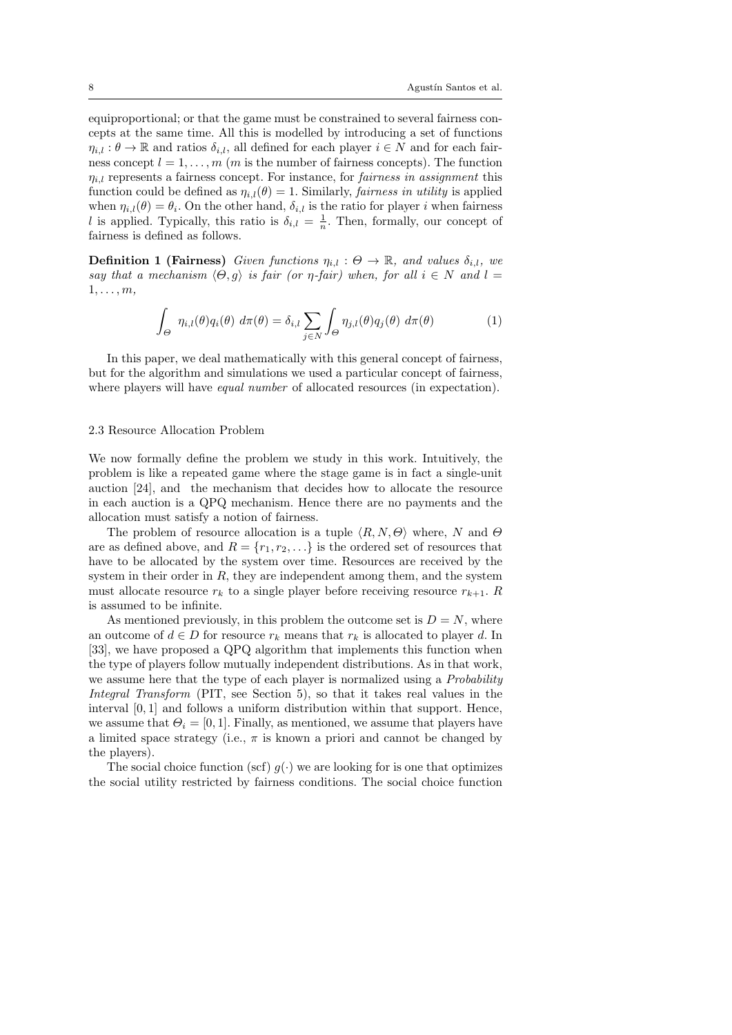equiproportional; or that the game must be constrained to several fairness concepts at the same time. All this is modelled by introducing a set of functions $\eta_{i,l} : \theta \to \mathbb{R}$ and ratios $\delta_{i,l}$, all defined for each player $i \in N$ and for each fairness concept $l = 1, \ldots, m$ ($m$ is the number of fairness concepts). The function $\eta_{i,l}$ represents a fairness concept. For instance, for *fairness in assignment* this function could be defined as $\eta_{i,l}(\theta) = 1$. Similarly, *fairness in utility* is applied when $\eta_{i,l}(\theta) = \theta_i$. On the other hand, $\delta_{i,l}$ is the ratio for player $i$ when fairness $l$ is applied. Typically, this ratio is $\delta_{i,l} = \frac{1}{n}$. Then, formally, our concept of fairness is defined as follows.

**Definition 1 (Fairness)** *Given functions $\eta_{i,l} : \Theta \to \mathbb{R}$, and values $\delta_{i,l}$, we say that a mechanism $\langle \Theta, g \rangle$ is fair (or $\eta$-fair) when, for all $i \in N$ and $l = 1, \ldots, m$,*

$$\int_{\Theta} \eta_{i,l}(\theta) q_i(\theta) \; d\pi(\theta) = \delta_{i,l} \sum_{j \in N} \int_{\Theta} \eta_{j,l}(\theta) q_j(\theta) \; d\pi(\theta) \tag{1}$$

In this paper, we deal mathematically with this general concept of fairness, but for the algorithm and simulations we used a particular concept of fairness, where players will have *equal number* of allocated resources (in expectation).

### 2.3 Resource Allocation Problem

We now formally define the problem we study in this work. Intuitively, the problem is like a repeated game where the stage game is in fact a single-unit auction [24], and the mechanism that decides how to allocate the resource in each auction is a QPQ mechanism. Hence there are no payments and the allocation must satisfy a notion of fairness.

The problem of resource allocation is a tuple $\langle R, N, \Theta \rangle$ where, $N$ and $\Theta$ are as defined above, and $R = \{r_1, r_2, \ldots\}$ is the ordered set of resources that have to be allocated by the system over time. Resources are received by the system in their order in $R$, they are independent among them, and the system must allocate resource $r_k$ to a single player before receiving resource $r_{k+1}$. $R$ is assumed to be infinite.

As mentioned previously, in this problem the outcome set is $D = N$, where an outcome of $d \in D$ for resource $r_k$ means that $r_k$ is allocated to player $d$. In [33], we have proposed a QPQ algorithm that implements this function when the type of players follow mutually independent distributions. As in that work, we assume here that the type of each player is normalized using a *Probability Integral Transform* (PIT, see Section 5), so that it takes real values in the interval $[0, 1]$ and follows a uniform distribution within that support. Hence, we assume that $\Theta_i = [0, 1]$. Finally, as mentioned, we assume that players have a limited space strategy (i.e., $\pi$ is known a priori and cannot be changed by the players).

The social choice function (scf) $g(\cdot)$ we are looking for is one that optimizes the social utility restricted by fairness conditions. The social choice function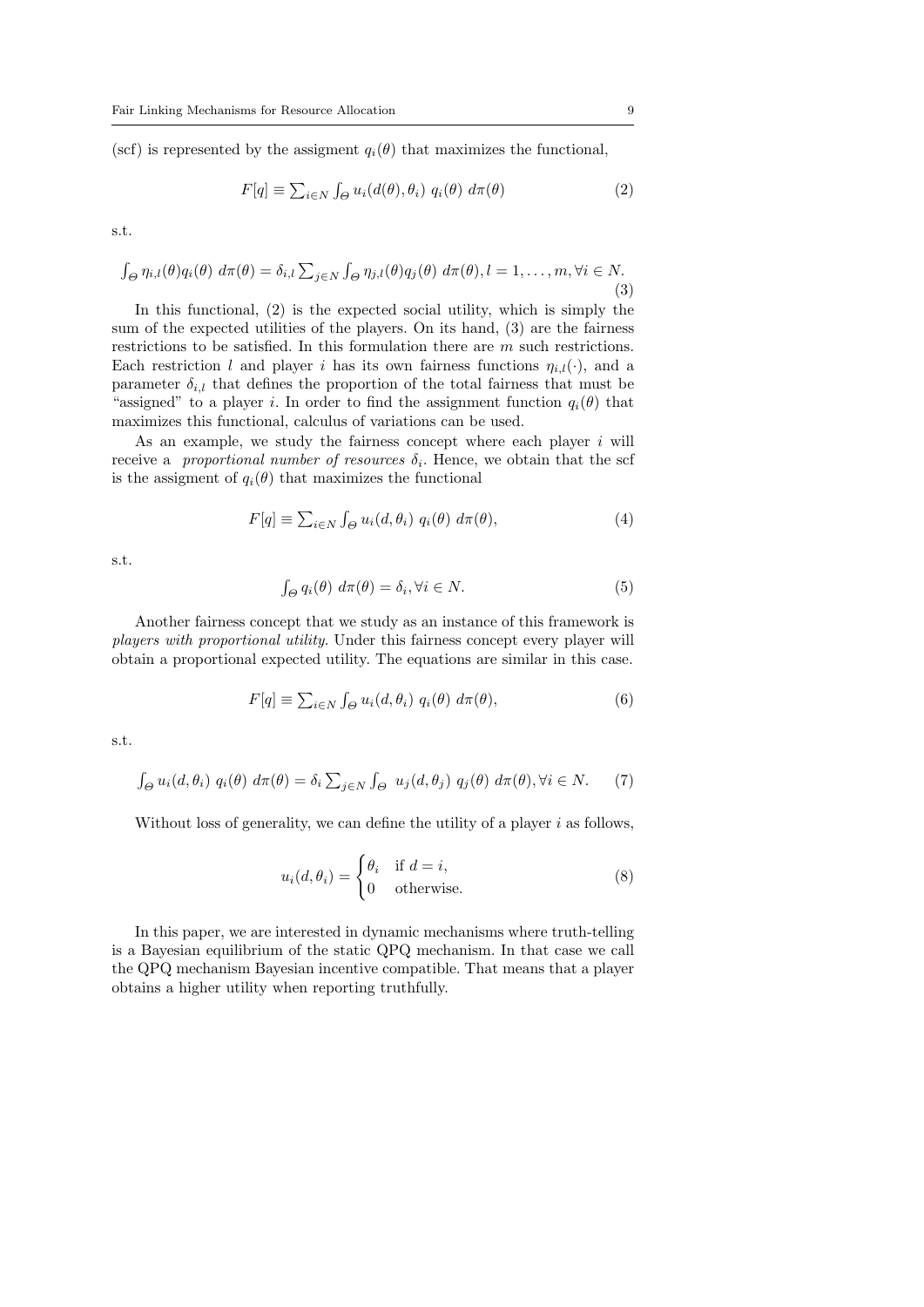(scf) is represented by the assigment $q_i(\theta)$ that maximizes the functional,

$$F[q] \equiv \sum_{i \in N} \int_{\Theta} u_i(d(\theta), \theta_i) \; q_i(\theta) \; d\pi(\theta) \tag{2}$$

s.t.

$$\int_{\Theta} \eta_{i,l}(\theta) q_i(\theta) \; d\pi(\theta) = \delta_{i,l} \sum_{j \in N} \int_{\Theta} \eta_{j,l}(\theta) q_j(\theta) \; d\pi(\theta), l = 1, \ldots, m, \forall i \in N. \tag{3}$$

In this functional, (2) is the expected social utility, which is simply the sum of the expected utilities of the players. On its hand, (3) are the fairness restrictions to be satisfied. In this formulation there are $m$ such restrictions. Each restriction $l$ and player $i$ has its own fairness functions $\eta_{i,l}(\cdot)$, and a parameter $\delta_{i,l}$ that defines the proportion of the total fairness that must be "assigned" to a player $i$. In order to find the assignment function $q_i(\theta)$ that maximizes this functional, calculus of variations can be used.

As an example, we study the fairness concept where each player $i$ will receive a *proportional number of resources* $\delta_i$. Hence, we obtain that the scf is the assigment of $q_i(\theta)$ that maximizes the functional

$$F[q] \equiv \sum_{i \in N} \int_{\Theta} u_i(d, \theta_i) \; q_i(\theta) \; d\pi(\theta), \tag{4}$$

s.t.

$$\int_{\Theta} q_i(\theta) \; d\pi(\theta) = \delta_i, \forall i \in N. \tag{5}$$

Another fairness concept that we study as an instance of this framework is *players with proportional utility*. Under this fairness concept every player will obtain a proportional expected utility. The equations are similar in this case.

$$F[q] \equiv \sum_{i \in N} \int_{\Theta} u_i(d, \theta_i) \; q_i(\theta) \; d\pi(\theta), \tag{6}$$

s.t.

$$\int_{\Theta} u_i(d, \theta_i) \; q_i(\theta) \; d\pi(\theta) = \delta_i \sum_{j \in N} \int_{\Theta} \; u_j(d, \theta_j) \; q_j(\theta) \; d\pi(\theta), \forall i \in N. \tag{7}$$

Without loss of generality, we can define the utility of a player $i$ as follows,

$$u_i(d, \theta_i) = \begin{cases} \theta_i & \text{if } d = i, \\ 0 & \text{otherwise.} \end{cases} \tag{8}$$

In this paper, we are interested in dynamic mechanisms where truth-telling is a Bayesian equilibrium of the static QPQ mechanism. In that case we call the QPQ mechanism Bayesian incentive compatible. That means that a player obtains a higher utility when reporting truthfully.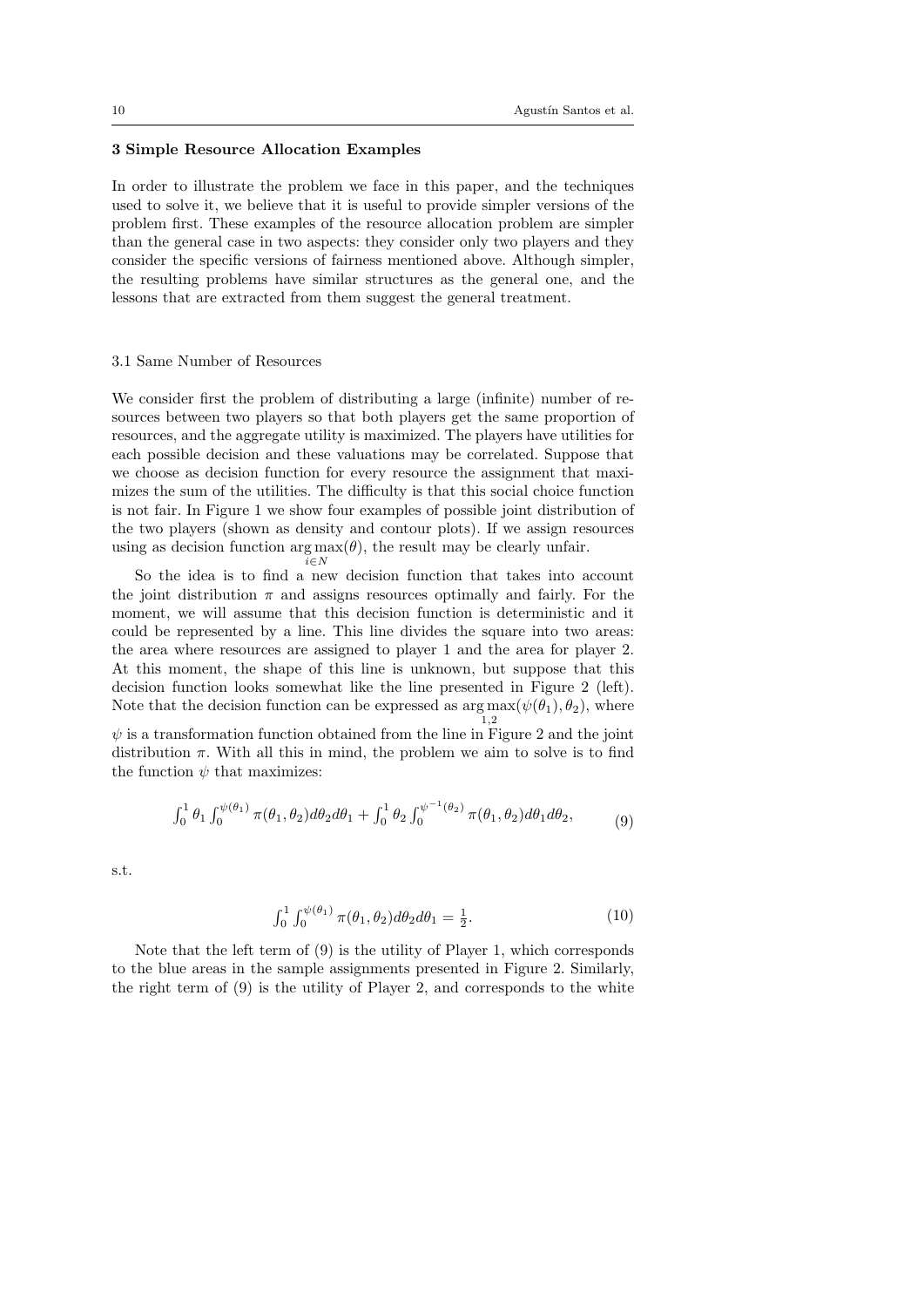## 3 Simple Resource Allocation Examples

In order to illustrate the problem we face in this paper, and the techniques used to solve it, we believe that it is useful to provide simpler versions of the problem first. These examples of the resource allocation problem are simpler than the general case in two aspects: they consider only two players and they consider the specific versions of fairness mentioned above. Although simpler, the resulting problems have similar structures as the general one, and the lessons that are extracted from them suggest the general treatment.

### 3.1 Same Number of Resources

We consider first the problem of distributing a large (infinite) number of resources between two players so that both players get the same proportion of resources, and the aggregate utility is maximized. The players have utilities for each possible decision and these valuations may be correlated. Suppose that we choose as decision function for every resource the assignment that maximizes the sum of the utilities. The difficulty is that this social choice function is not fair. In Figure 1 we show four examples of possible joint distribution of the two players (shown as density and contour plots). If we assign resources using as decision function $\arg\max_{i \in N}(\theta)$, the result may be clearly unfair.

So the idea is to find a new decision function that takes into account the joint distribution $\pi$ and assigns resources optimally and fairly. For the moment, we will assume that this decision function is deterministic and it could be represented by a line. This line divides the square into two areas: the area where resources are assigned to player 1 and the area for player 2. At this moment, the shape of this line is unknown, but suppose that this decision function looks somewhat like the line presented in Figure 2 (left). Note that the decision function can be expressed as $\arg\max_{1,2}(\psi(\theta_1), \theta_2)$, where $\psi$ is a transformation function obtained from the line in Figure 2 and the joint distribution $\pi$. With all this in mind, the problem we aim to solve is to find the function $\psi$ that maximizes:

$$\int_0^1 \theta_1 \int_0^{\psi(\theta_1)} \pi(\theta_1, \theta_2) d\theta_2 d\theta_1 + \int_0^1 \theta_2 \int_0^{\psi^{-1}(\theta_2)} \pi(\theta_1, \theta_2) d\theta_1 d\theta_2, \tag{9}$$

s.t.

$$\int_0^1 \int_0^{\psi(\theta_1)} \pi(\theta_1, \theta_2) d\theta_2 d\theta_1 = \frac{1}{2}. \tag{10}$$

Note that the left term of (9) is the utility of Player 1, which corresponds to the blue areas in the sample assignments presented in Figure 2. Similarly, the right term of (9) is the utility of Player 2, and corresponds to the white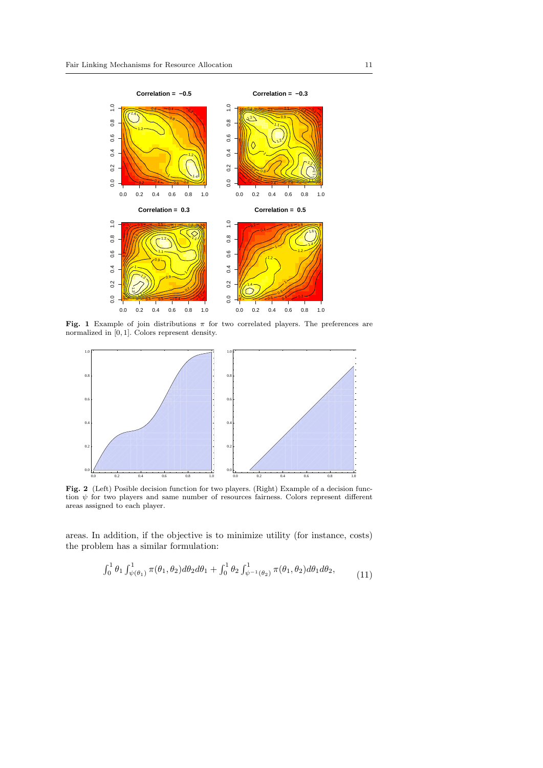**Fig. 1** Example of join distributions $\pi$ for two correlated players. The preferences are normalized in $[0, 1]$. Colors represent density.

**Fig. 2** (Left) Posible decision function for two players. (Right) Example of a decision function $\psi$ for two players and same number of resources fairness. Colors represent different areas assigned to each player.

areas. In addition, if the objective is to minimize utility (for instance, costs) the problem has a similar formulation:

$$\int_0^1 \theta_1 \int_{\psi(\theta_1)}^1 \pi(\theta_1, \theta_2) d\theta_2 d\theta_1 + \int_0^1 \theta_2 \int_{\psi^{-1}(\theta_2)}^1 \pi(\theta_1, \theta_2) d\theta_1 d\theta_2, \tag{11}$$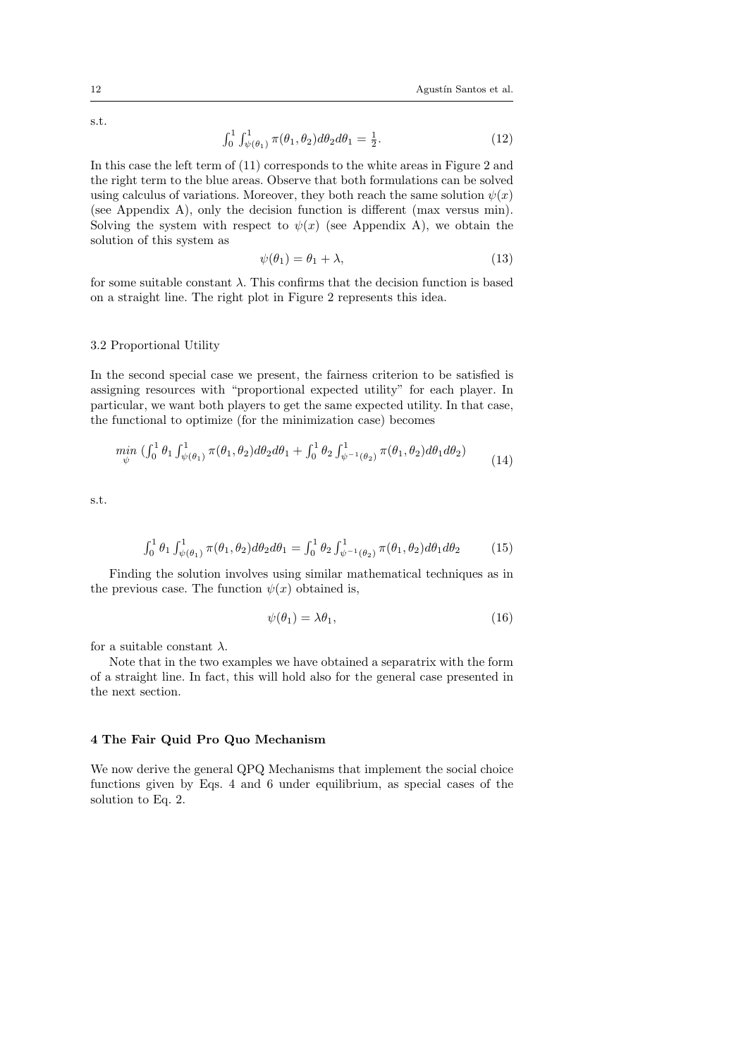s.t.

$$\int_0^1 \int_{\psi(\theta_1)}^1 \pi(\theta_1, \theta_2) d\theta_2 d\theta_1 = \tfrac{1}{2}. \tag{12}$$

In this case the left term of (11) corresponds to the white areas in Figure 2 and the right term to the blue areas. Observe that both formulations can be solved using calculus of variations. Moreover, they both reach the same solution $\psi(x)$ (see Appendix A), only the decision function is different (max versus min). Solving the system with respect to $\psi(x)$ (see Appendix A), we obtain the solution of this system as

$$\psi(\theta_1) = \theta_1 + \lambda, \tag{13}$$

for some suitable constant $\lambda$. This confirms that the decision function is based on a straight line. The right plot in Figure 2 represents this idea.

### 3.2 Proportional Utility

In the second special case we present, the fairness criterion to be satisfied is assigning resources with "proportional expected utility" for each player. In particular, we want both players to get the same expected utility. In that case, the functional to optimize (for the minimization case) becomes

$$\min_{\psi} \left( \int_0^1 \theta_1 \int_{\psi(\theta_1)}^1 \pi(\theta_1, \theta_2) d\theta_2 d\theta_1 + \int_0^1 \theta_2 \int_{\psi^{-1}(\theta_2)}^1 \pi(\theta_1, \theta_2) d\theta_1 d\theta_2 \right) \tag{14}$$

s.t.

$$\int_0^1 \theta_1 \int_{\psi(\theta_1)}^1 \pi(\theta_1, \theta_2) d\theta_2 d\theta_1 = \int_0^1 \theta_2 \int_{\psi^{-1}(\theta_2)}^1 \pi(\theta_1, \theta_2) d\theta_1 d\theta_2 \tag{15}$$

Finding the solution involves using similar mathematical techniques as in the previous case. The function $\psi(x)$ obtained is,

$$\psi(\theta_1) = \lambda \theta_1, \tag{16}$$

for a suitable constant $\lambda$.

Note that in the two examples we have obtained a separatrix with the form of a straight line. In fact, this will hold also for the general case presented in the next section.

## 4 The Fair Quid Pro Quo Mechanism

We now derive the general QPQ Mechanisms that implement the social choice functions given by Eqs. 4 and 6 under equilibrium, as special cases of the solution to Eq. 2.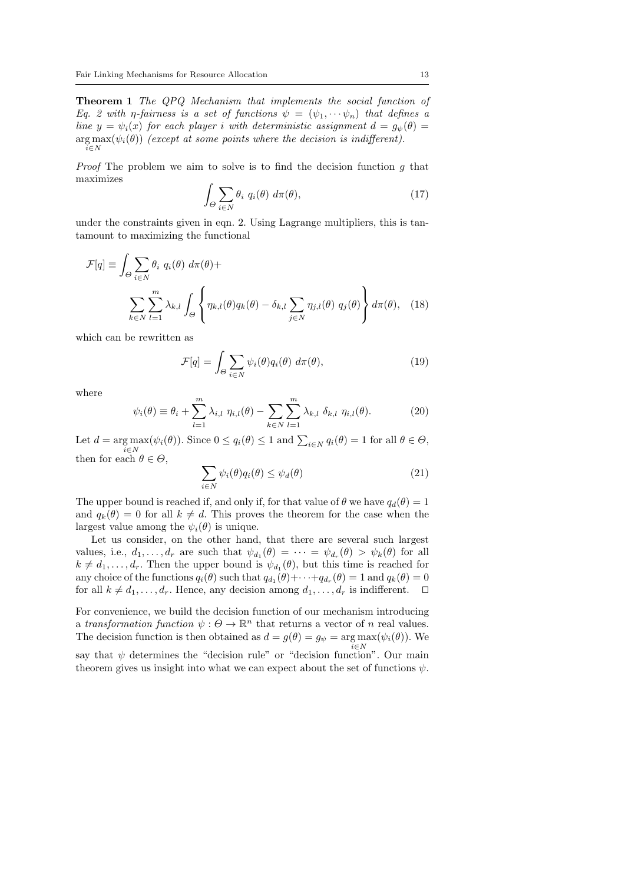**Theorem 1** *The QPQ Mechanism that implements the social function of Eq. 2 with η-fairness is a set of functions $\psi = (\psi_1, \cdots \psi_n)$ that defines a line $y = \psi_i(x)$ for each player $i$ with deterministic assignment $d = g_\psi(\theta) = \arg\max_{i \in N}(\psi_i(\theta))$ (except at some points where the decision is indifferent).*

*Proof* The problem we aim to solve is to find the decision function $g$ that maximizes

$$\int_\Theta \sum_{i \in N} \theta_i \; q_i(\theta) \; d\pi(\theta), \tag{17}$$

under the constraints given in eqn. 2. Using Lagrange multipliers, this is tantamount to maximizing the functional

$$\mathcal{F}[q] \equiv \int_\Theta \sum_{i \in N} \theta_i \; q_i(\theta) \; d\pi(\theta) + \sum_{k \in N} \sum_{l=1}^{m} \lambda_{k,l} \int_\Theta \left\{ \eta_{k,l}(\theta) q_k(\theta) - \delta_{k,l} \sum_{j \in N} \eta_{j,l}(\theta) \; q_j(\theta) \right\} d\pi(\theta), \tag{18}$$

which can be rewritten as

$$\mathcal{F}[q] = \int_\Theta \sum_{i \in N} \psi_i(\theta) q_i(\theta) \; d\pi(\theta), \tag{19}$$

where

$$\psi_i(\theta) \equiv \theta_i + \sum_{l=1}^{m} \lambda_{i,l} \; \eta_{i,l}(\theta) - \sum_{k \in N} \sum_{l=1}^{m} \lambda_{k,l} \; \delta_{k,l} \; \eta_{i,l}(\theta). \tag{20}$$

Let $d = \arg\max_{i \in N}(\psi_i(\theta))$. Since $0 \leq q_i(\theta) \leq 1$ and $\sum_{i \in N} q_i(\theta) = 1$ for all $\theta \in \Theta$, then for each $\theta \in \Theta$,

$$\sum_{i \in N} \psi_i(\theta) q_i(\theta) \leq \psi_d(\theta) \tag{21}$$

The upper bound is reached if, and only if, for that value of $\theta$ we have $q_d(\theta) = 1$ and $q_k(\theta) = 0$ for all $k \neq d$. This proves the theorem for the case when the largest value among the $\psi_i(\theta)$ is unique.

Let us consider, on the other hand, that there are several such largest values, i.e., $d_1, \ldots, d_r$ are such that $\psi_{d_1}(\theta) = \cdots = \psi_{d_r}(\theta) > \psi_k(\theta)$ for all $k \neq d_1, \ldots, d_r$. Then the upper bound is $\psi_{d_1}(\theta)$, but this time is reached for any choice of the functions $q_i(\theta)$ such that $q_{d_1}(\theta) + \cdots + q_{d_r}(\theta) = 1$ and $q_k(\theta) = 0$ for all $k \neq d_1, \ldots, d_r$. Hence, any decision among $d_1, \ldots, d_r$ is indifferent. $\square$

For convenience, we build the decision function of our mechanism introducing a *transformation function* $\psi : \Theta \to \mathbb{R}^n$ that returns a vector of $n$ real values. The decision function is then obtained as $d = g(\theta) = g_\psi = \arg\max_{i \in N}(\psi_i(\theta))$. We say that $\psi$ determines the "decision rule" or "decision function". Our main theorem gives us insight into what we can expect about the set of functions $\psi$.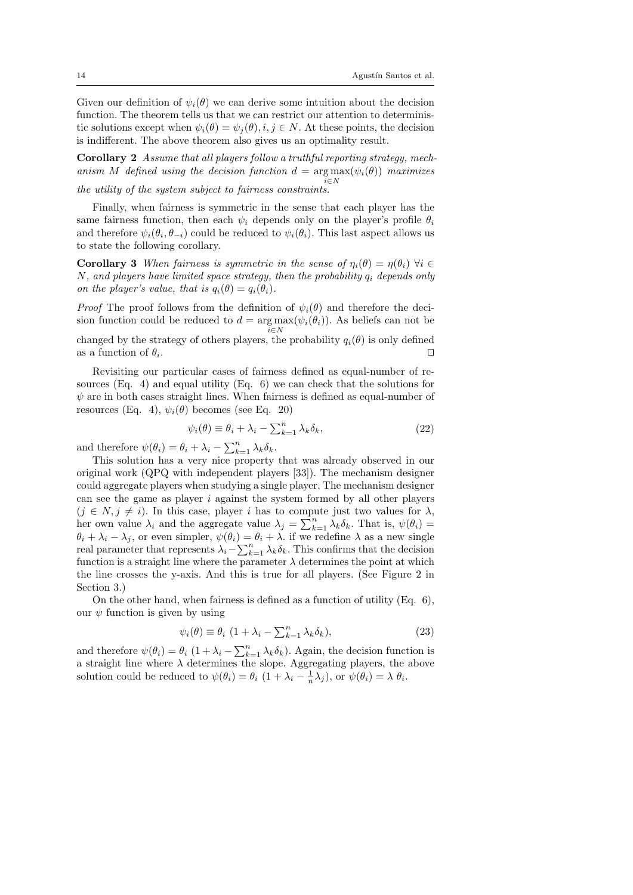Given our definition of $\psi_i(\theta)$ we can derive some intuition about the decision function. The theorem tells us that we can restrict our attention to deterministic solutions except when $\psi_i(\theta) = \psi_j(\theta), i, j \in N$. At these points, the decision is indifferent. The above theorem also gives us an optimality result.

**Corollary 2** *Assume that all players follow a truthful reporting strategy, mechanism $M$ defined using the decision function $d = \arg\max_{i \in N}(\psi_i(\theta))$ maximizes the utility of the system subject to fairness constraints.*

Finally, when fairness is symmetric in the sense that each player has the same fairness function, then each $\psi_i$ depends only on the player's profile $\theta_i$ and therefore $\psi_i(\theta_i, \theta_{-i})$ could be reduced to $\psi_i(\theta_i)$. This last aspect allows us to state the following corollary.

**Corollary 3** *When fairness is symmetric in the sense of $\eta_i(\theta) = \eta(\theta_i)$ $\forall i \in N$, and players have limited space strategy, then the probability $q_i$ depends only on the player's value, that is $q_i(\theta) = q_i(\theta_i)$.*

*Proof* The proof follows from the definition of $\psi_i(\theta)$ and therefore the decision function could be reduced to $d = \arg\max_{i \in N}(\psi_i(\theta_i))$. As beliefs can not be changed by the strategy of others players, the probability $q_i(\theta)$ is only defined as a function of $\theta_i$. $\square$

Revisiting our particular cases of fairness defined as equal-number of resources (Eq. 4) and equal utility (Eq. 6) we can check that the solutions for $\psi$ are in both cases straight lines. When fairness is defined as equal-number of resources (Eq. 4), $\psi_i(\theta)$ becomes (see Eq. 20)

$$\psi_i(\theta) \equiv \theta_i + \lambda_i - \textstyle\sum_{k=1}^{n} \lambda_k \delta_k, \tag{22}$$

and therefore $\psi(\theta_i) = \theta_i + \lambda_i - \sum_{k=1}^{n} \lambda_k \delta_k$.

This solution has a very nice property that was already observed in our original work (QPQ with independent players [33]). The mechanism designer could aggregate players when studying a single player. The mechanism designer can see the game as player $i$ against the system formed by all other players ($j \in N, j \neq i$). In this case, player $i$ has to compute just two values for $\lambda$, her own value $\lambda_i$ and the aggregate value $\lambda_j = \sum_{k=1}^{n} \lambda_k \delta_k$. That is, $\psi(\theta_i) = \theta_i + \lambda_i - \lambda_j$, or even simpler, $\psi(\theta_i) = \theta_i + \lambda$. if we redefine $\lambda$ as a new single real parameter that represents $\lambda_i - \sum_{k=1}^{n} \lambda_k \delta_k$. This confirms that the decision function is a straight line where the parameter $\lambda$ determines the point at which the line crosses the y-axis. And this is true for all players. (See Figure 2 in Section 3.)

On the other hand, when fairness is defined as a function of utility (Eq. 6), our $\psi$ function is given by using

$$\psi_i(\theta) \equiv \theta_i \ (1 + \lambda_i - \textstyle\sum_{k=1}^{n} \lambda_k \delta_k), \tag{23}$$

and therefore $\psi(\theta_i) = \theta_i \ (1 + \lambda_i - \sum_{k=1}^{n} \lambda_k \delta_k)$. Again, the decision function is a straight line where $\lambda$ determines the slope. Aggregating players, the above solution could be reduced to $\psi(\theta_i) = \theta_i \ (1 + \lambda_i - \frac{1}{n}\lambda_j)$, or $\psi(\theta_i) = \lambda \ \theta_i$.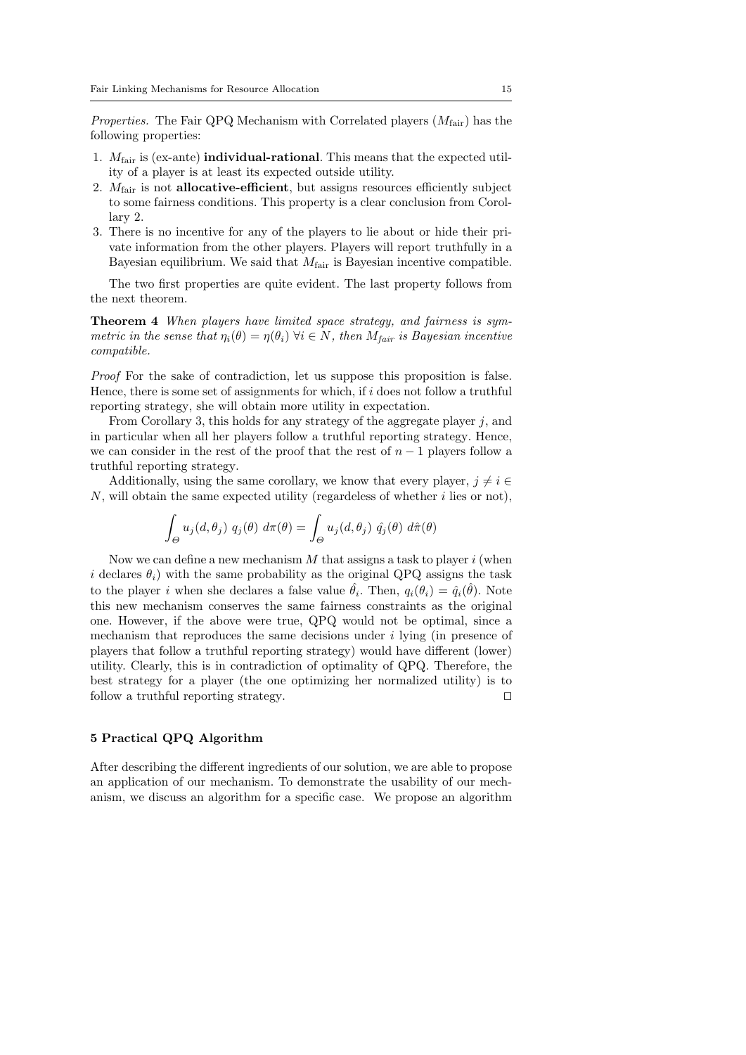*Properties.* The Fair QPQ Mechanism with Correlated players ($M_{\text{fair}}$) has the following properties:

1. $M_{\text{fair}}$ is (ex-ante) **individual-rational**. This means that the expected utility of a player is at least its expected outside utility.
2. $M_{\text{fair}}$ is not **allocative-efficient**, but assigns resources efficiently subject to some fairness conditions. This property is a clear conclusion from Corollary 2.
3. There is no incentive for any of the players to lie about or hide their private information from the other players. Players will report truthfully in a Bayesian equilibrium. We said that $M_{\text{fair}}$ is Bayesian incentive compatible.

The two first properties are quite evident. The last property follows from the next theorem.

**Theorem 4** *When players have limited space strategy, and fairness is symmetric in the sense that $\eta_i(\theta) = \eta(\theta_i)$ $\forall i \in N$, then $M_{fair}$ is Bayesian incentive compatible.*

*Proof* For the sake of contradiction, let us suppose this proposition is false. Hence, there is some set of assignments for which, if $i$ does not follow a truthful reporting strategy, she will obtain more utility in expectation.

From Corollary 3, this holds for any strategy of the aggregate player $j$, and in particular when all her players follow a truthful reporting strategy. Hence, we can consider in the rest of the proof that the rest of $n-1$ players follow a truthful reporting strategy.

Additionally, using the same corollary, we know that every player, $j \neq i \in N$, will obtain the same expected utility (regardless of whether $i$ lies or not),

$$\int_{\Theta} u_j(d, \theta_j)\; q_j(\theta)\; d\pi(\theta) = \int_{\Theta} u_j(d, \theta_j)\; \hat{q}_j(\theta)\; d\hat{\pi}(\theta)$$

Now we can define a new mechanism $M$ that assigns a task to player $i$ (when $i$ declares $\theta_i$) with the same probability as the original QPQ assigns the task to the player $i$ when she declares a false value $\hat{\theta}_i$. Then, $q_i(\theta_i) = \hat{q}_i(\hat{\theta})$. Note this new mechanism conserves the same fairness constraints as the original one. However, if the above were true, QPQ would not be optimal, since a mechanism that reproduces the same decisions under $i$ lying (in presence of players that follow a truthful reporting strategy) would have different (lower) utility. Clearly, this is in contradiction of optimality of QPQ. Therefore, the best strategy for a player (the one optimizing her normalized utility) is to follow a truthful reporting strategy. $\square$

## 5 Practical QPQ Algorithm

After describing the different ingredients of our solution, we are able to propose an application of our mechanism. To demonstrate the usability of our mechanism, we discuss an algorithm for a specific case. We propose an algorithm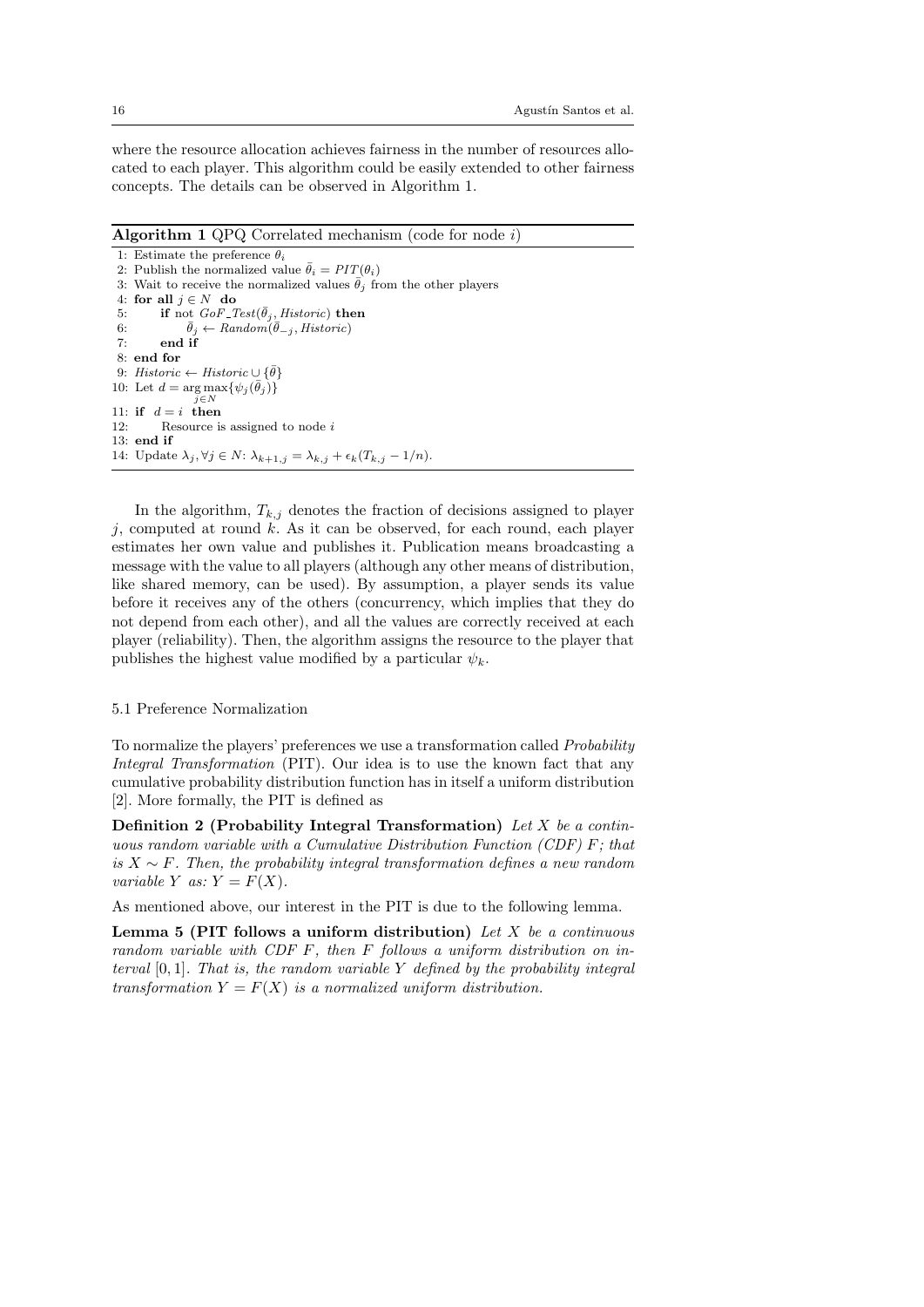where the resource allocation achieves fairness in the number of resources allocated to each player. This algorithm could be easily extended to other fairness concepts. The details can be observed in Algorithm 1.

**Algorithm 1** QPQ Correlated mechanism (code for node $i$)

```
1: Estimate the preference θ_i
2: Publish the normalized value θ̄_i = PIT(θ_i)
3: Wait to receive the normalized values θ̄_j from the other players
4: for all j ∈ N do
5:     if not GoF_Test(θ̄_j, Historic) then
6:         θ̄_j ← Random(θ̄_{-j}, Historic)
7:     end if
8: end for
9: Historic ← Historic ∪ {θ̄}
10: Let d = argmax_{j∈N} {ψ_j(θ̄_j)}
11: if d = i then
12:     Resource is assigned to node i
13: end if
14: Update λ_j, ∀j ∈ N: λ_{k+1,j} = λ_{k,j} + ε_k(T_{k,j} − 1/n).
```

In the algorithm, $T_{k,j}$ denotes the fraction of decisions assigned to player $j$, computed at round $k$. As it can be observed, for each round, each player estimates her own value and publishes it. Publication means broadcasting a message with the value to all players (although any other means of distribution, like shared memory, can be used). By assumption, a player sends its value before it receives any of the others (concurrency, which implies that they do not depend from each other), and all the values are correctly received at each player (reliability). Then, the algorithm assigns the resource to the player that publishes the highest value modified by a particular $\psi_k$.

### 5.1 Preference Normalization

To normalize the players' preferences we use a transformation called *Probability Integral Transformation* (PIT). Our idea is to use the known fact that any cumulative probability distribution function has in itself a uniform distribution [2]. More formally, the PIT is defined as

**Definition 2 (Probability Integral Transformation)** *Let $X$ be a continuous random variable with a Cumulative Distribution Function (CDF) $F$; that is $X \sim F$. Then, the probability integral transformation defines a new random variable $Y$ as: $Y = F(X)$.*

As mentioned above, our interest in the PIT is due to the following lemma.

**Lemma 5 (PIT follows a uniform distribution)** *Let $X$ be a continuous random variable with CDF $F$, then $F$ follows a uniform distribution on interval $[0, 1]$. That is, the random variable $Y$ defined by the probability integral transformation $Y = F(X)$ is a normalized uniform distribution.*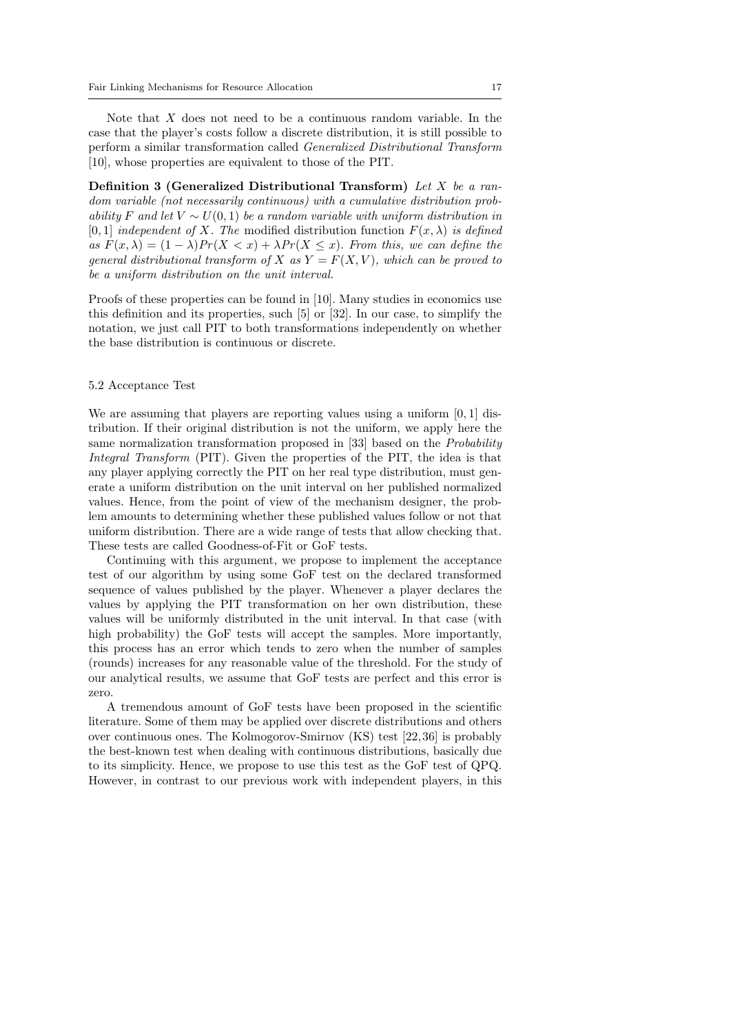Note that $X$ does not need to be a continuous random variable. In the case that the player's costs follow a discrete distribution, it is still possible to perform a similar transformation called *Generalized Distributional Transform* [10], whose properties are equivalent to those of the PIT.

**Definition 3 (Generalized Distributional Transform)** *Let $X$ be a random variable (not necessarily continuous) with a cumulative distribution probability $F$ and let $V \sim U(0,1)$ be a random variable with uniform distribution in $[0,1]$ independent of $X$. The* modified distribution function $F(x, \lambda)$ *is defined as $F(x, \lambda) = (1-\lambda)Pr(X < x) + \lambda Pr(X \leq x)$. From this, we can define the general distributional transform of $X$ as $Y = F(X, V)$, which can be proved to be a uniform distribution on the unit interval.*

Proofs of these properties can be found in [10]. Many studies in economics use this definition and its properties, such [5] or [32]. In our case, to simplify the notation, we just call PIT to both transformations independently on whether the base distribution is continuous or discrete.

### 5.2 Acceptance Test

We are assuming that players are reporting values using a uniform $[0,1]$ distribution. If their original distribution is not the uniform, we apply here the same normalization transformation proposed in [33] based on the *Probability Integral Transform* (PIT). Given the properties of the PIT, the idea is that any player applying correctly the PIT on her real type distribution, must generate a uniform distribution on the unit interval on her published normalized values. Hence, from the point of view of the mechanism designer, the problem amounts to determining whether these published values follow or not that uniform distribution. There are a wide range of tests that allow checking that. These tests are called Goodness-of-Fit or GoF tests.

Continuing with this argument, we propose to implement the acceptance test of our algorithm by using some GoF test on the declared transformed sequence of values published by the player. Whenever a player declares the values by applying the PIT transformation on her own distribution, these values will be uniformly distributed in the unit interval. In that case (with high probability) the GoF tests will accept the samples. More importantly, this process has an error which tends to zero when the number of samples (rounds) increases for any reasonable value of the threshold. For the study of our analytical results, we assume that GoF tests are perfect and this error is zero.

A tremendous amount of GoF tests have been proposed in the scientific literature. Some of them may be applied over discrete distributions and others over continuous ones. The Kolmogorov-Smirnov (KS) test [22,36] is probably the best-known test when dealing with continuous distributions, basically due to its simplicity. Hence, we propose to use this test as the GoF test of QPQ. However, in contrast to our previous work with independent players, in this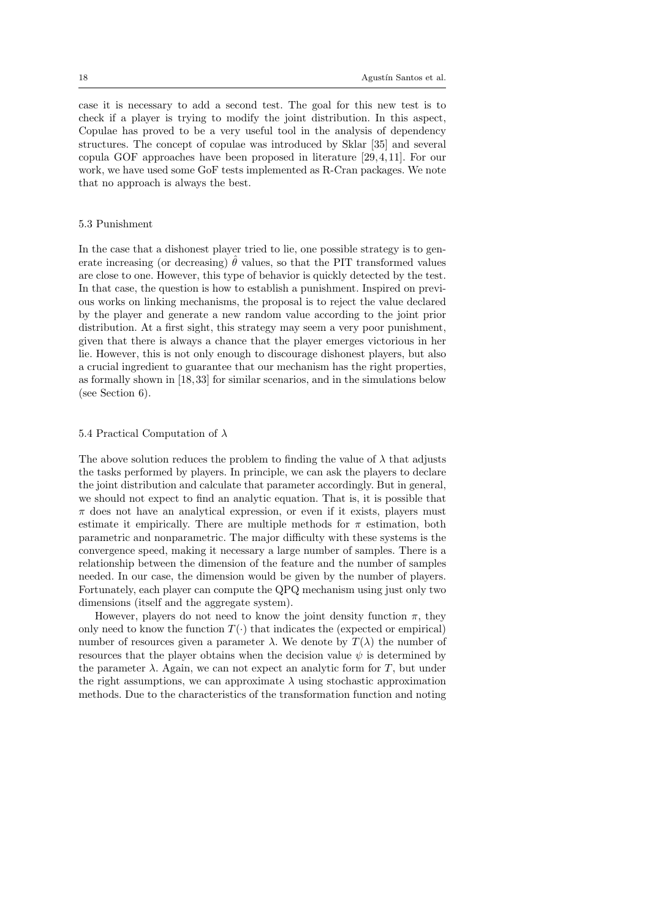case it is necessary to add a second test. The goal for this new test is to check if a player is trying to modify the joint distribution. In this aspect, Copulae has proved to be a very useful tool in the analysis of dependency structures. The concept of copulae was introduced by Sklar [35] and several copula GOF approaches have been proposed in literature [29, 4, 11]. For our work, we have used some GoF tests implemented as R-Cran packages. We note that no approach is always the best.

### 5.3 Punishment

In the case that a dishonest player tried to lie, one possible strategy is to generate increasing (or decreasing) $\hat{\theta}$ values, so that the PIT transformed values are close to one. However, this type of behavior is quickly detected by the test. In that case, the question is how to establish a punishment. Inspired on previous works on linking mechanisms, the proposal is to reject the value declared by the player and generate a new random value according to the joint prior distribution. At a first sight, this strategy may seem a very poor punishment, given that there is always a chance that the player emerges victorious in her lie. However, this is not only enough to discourage dishonest players, but also a crucial ingredient to guarantee that our mechanism has the right properties, as formally shown in [18, 33] for similar scenarios, and in the simulations below (see Section 6).

### 5.4 Practical Computation of $\lambda$

The above solution reduces the problem to finding the value of $\lambda$ that adjusts the tasks performed by players. In principle, we can ask the players to declare the joint distribution and calculate that parameter accordingly. But in general, we should not expect to find an analytic equation. That is, it is possible that $\pi$ does not have an analytical expression, or even if it exists, players must estimate it empirically. There are multiple methods for $\pi$ estimation, both parametric and nonparametric. The major difficulty with these systems is the convergence speed, making it necessary a large number of samples. There is a relationship between the dimension of the feature and the number of samples needed. In our case, the dimension would be given by the number of players. Fortunately, each player can compute the QPQ mechanism using just only two dimensions (itself and the aggregate system).

However, players do not need to know the joint density function $\pi$, they only need to know the function $T(\cdot)$ that indicates the (expected or empirical) number of resources given a parameter $\lambda$. We denote by $T(\lambda)$ the number of resources that the player obtains when the decision value $\psi$ is determined by the parameter $\lambda$. Again, we can not expect an analytic form for $T$, but under the right assumptions, we can approximate $\lambda$ using stochastic approximation methods. Due to the characteristics of the transformation function and noting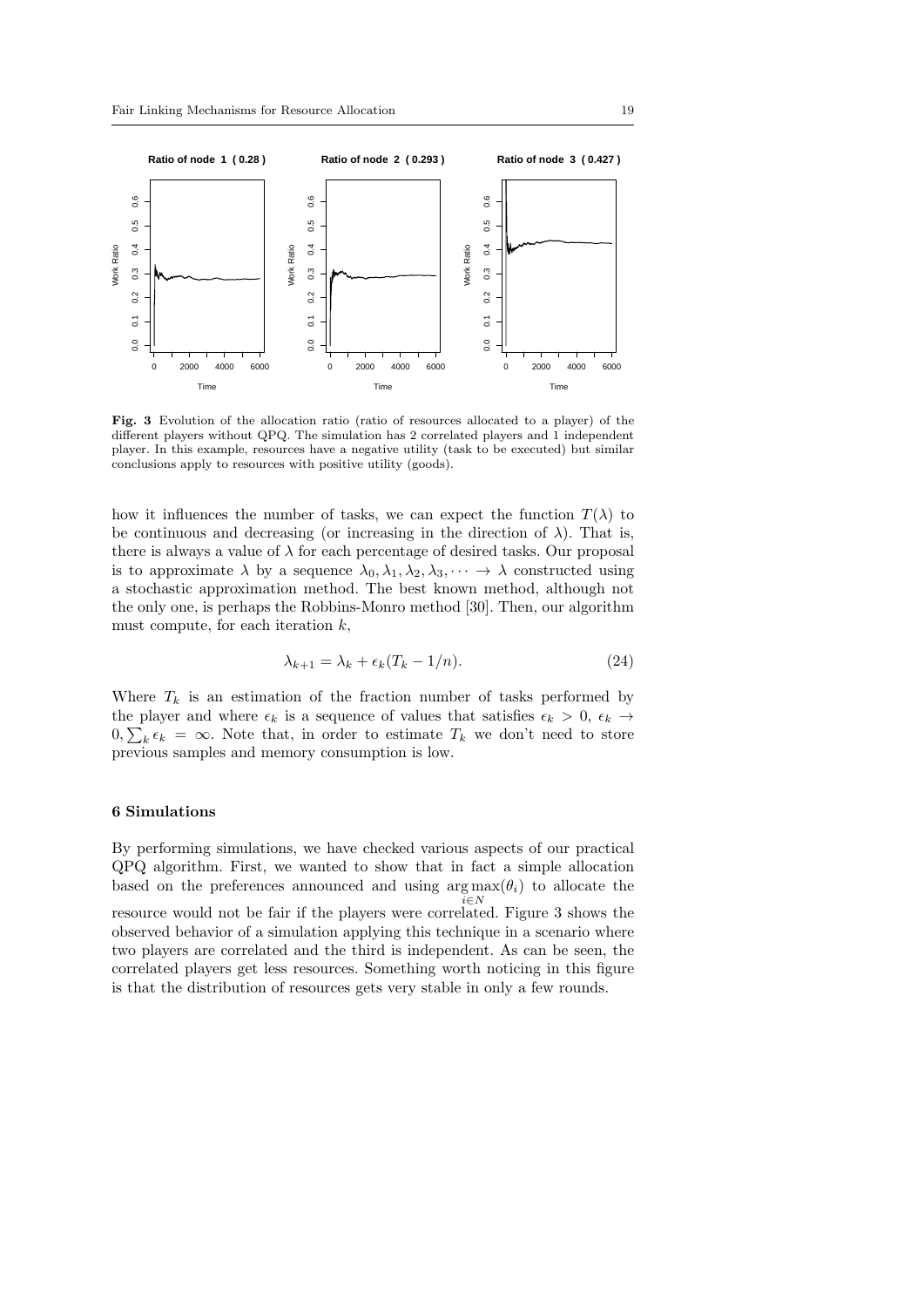**Fig. 3** Evolution of the allocation ratio (ratio of resources allocated to a player) of the different players without QPQ. The simulation has 2 correlated players and 1 independent player. In this example, resources have a negative utility (task to be executed) but similar conclusions apply to resources with positive utility (goods).

how it influences the number of tasks, we can expect the function $T(\lambda)$ to be continuous and decreasing (or increasing in the direction of $\lambda$). That is, there is always a value of $\lambda$ for each percentage of desired tasks. Our proposal is to approximate $\lambda$ by a sequence $\lambda_0, \lambda_1, \lambda_2, \lambda_3, \cdots \to \lambda$ constructed using a stochastic approximation method. The best known method, although not the only one, is perhaps the Robbins-Monro method [30]. Then, our algorithm must compute, for each iteration $k$,

$$\lambda_{k+1} = \lambda_k + \epsilon_k (T_k - 1/n). \tag{24}$$

Where $T_k$ is an estimation of the fraction number of tasks performed by the player and where $\epsilon_k$ is a sequence of values that satisfies $\epsilon_k > 0$, $\epsilon_k \to 0, \sum_k \epsilon_k = \infty$. Note that, in order to estimate $T_k$ we don't need to store previous samples and memory consumption is low.

## 6 Simulations

By performing simulations, we have checked various aspects of our practical QPQ algorithm. First, we wanted to show that in fact a simple allocation based on the preferences announced and using $\arg\max_{i \in N}(\theta_i)$ to allocate the resource would not be fair if the players were correlated. Figure 3 shows the observed behavior of a simulation applying this technique in a scenario where two players are correlated and the third is independent. As can be seen, the correlated players get less resources. Something worth noticing in this figure is that the distribution of resources gets very stable in only a few rounds.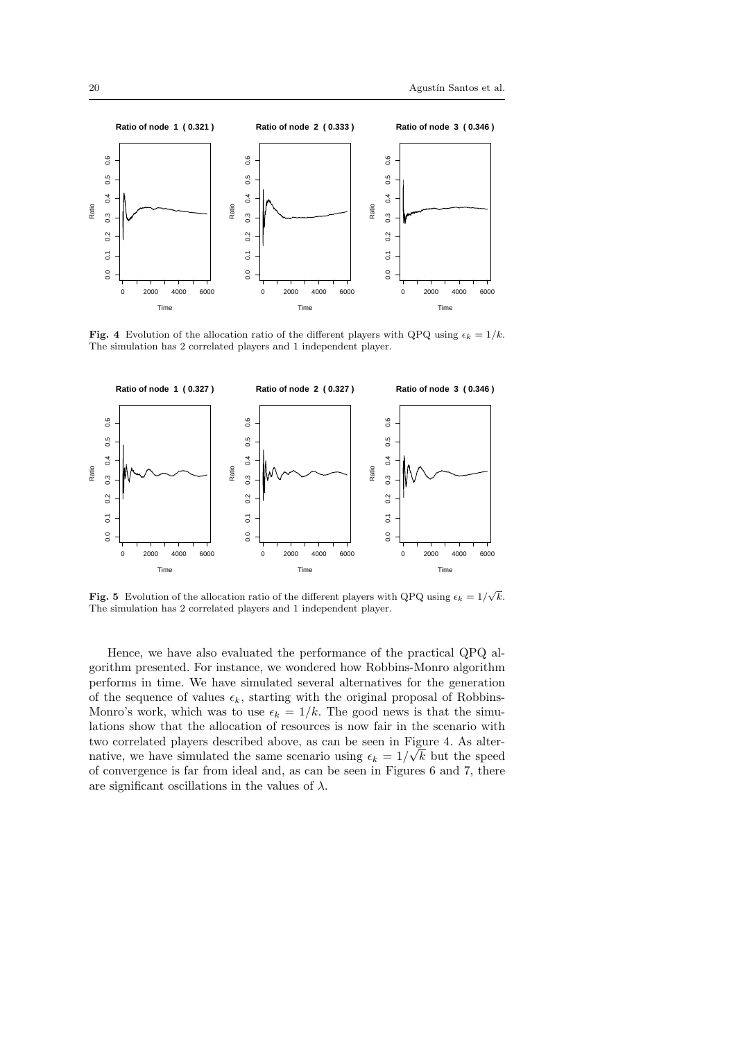**Fig. 4** Evolution of the allocation ratio of the different players with QPQ using $\epsilon_k = 1/k$. The simulation has 2 correlated players and 1 independent player.

**Fig. 5** Evolution of the allocation ratio of the different players with QPQ using $\epsilon_k = 1/\sqrt{k}$. The simulation has 2 correlated players and 1 independent player.

Hence, we have also evaluated the performance of the practical QPQ algorithm presented. For instance, we wondered how Robbins-Monro algorithm performs in time. We have simulated several alternatives for the generation of the sequence of values $\epsilon_k$, starting with the original proposal of Robbins-Monro's work, which was to use $\epsilon_k = 1/k$. The good news is that the simulations show that the allocation of resources is now fair in the scenario with two correlated players described above, as can be seen in Figure 4. As alternative, we have simulated the same scenario using $\epsilon_k = 1/\sqrt{k}$ but the speed of convergence is far from ideal and, as can be seen in Figures 6 and 7, there are significant oscillations in the values of $\lambda$.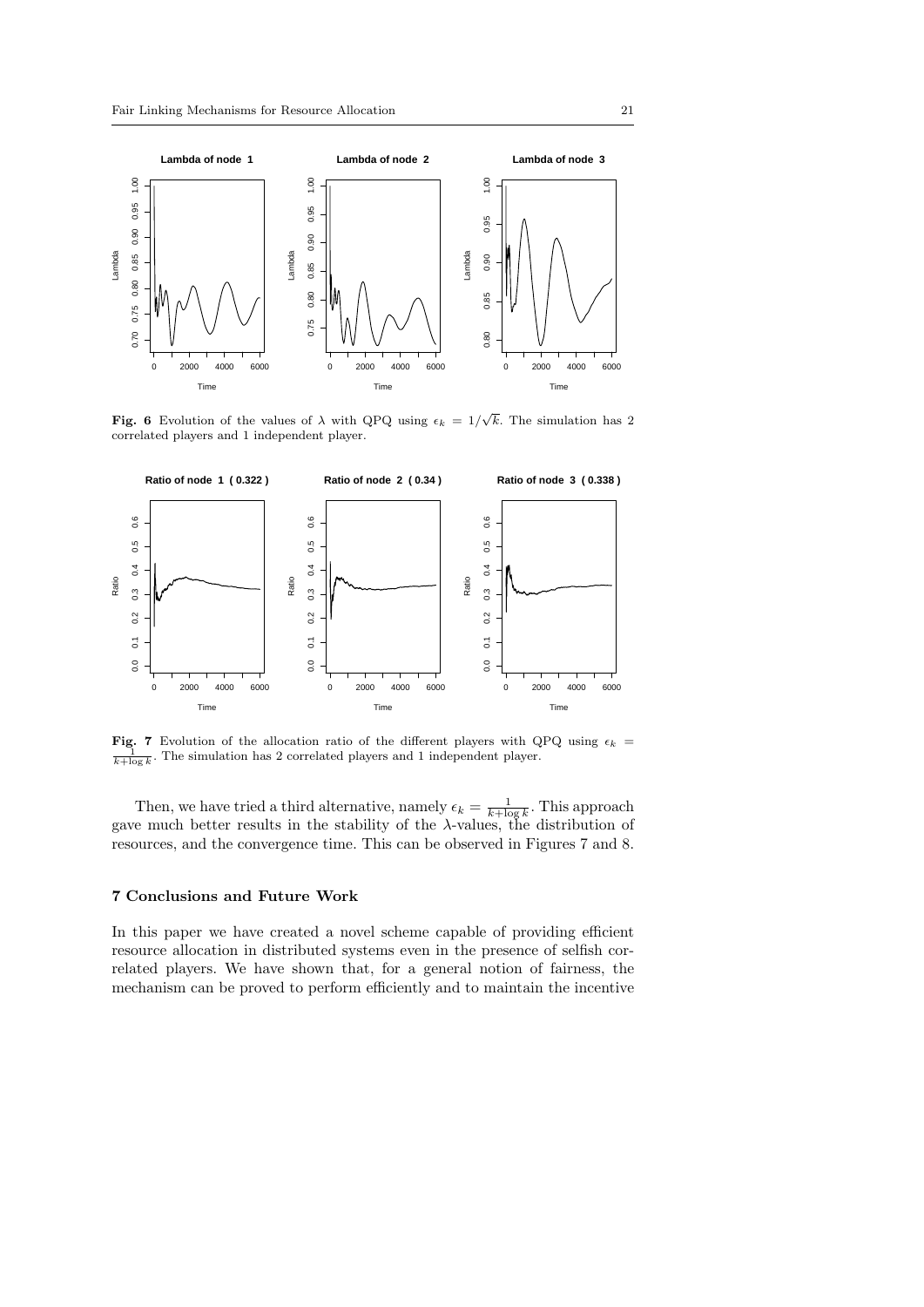**Fig. 6** Evolution of the values of $\lambda$ with QPQ using $\epsilon_k = 1/\sqrt{k}$. The simulation has 2 correlated players and 1 independent player.

**Fig. 7** Evolution of the allocation ratio of the different players with QPQ using $\epsilon_k = \frac{1}{k+\log k}$. The simulation has 2 correlated players and 1 independent player.

Then, we have tried a third alternative, namely $\epsilon_k = \frac{1}{k+\log k}$. This approach gave much better results in the stability of the $\lambda$-values, the distribution of resources, and the convergence time. This can be observed in Figures 7 and 8.

## 7 Conclusions and Future Work

In this paper we have created a novel scheme capable of providing efficient resource allocation in distributed systems even in the presence of selfish correlated players. We have shown that, for a general notion of fairness, the mechanism can be proved to perform efficiently and to maintain the incentive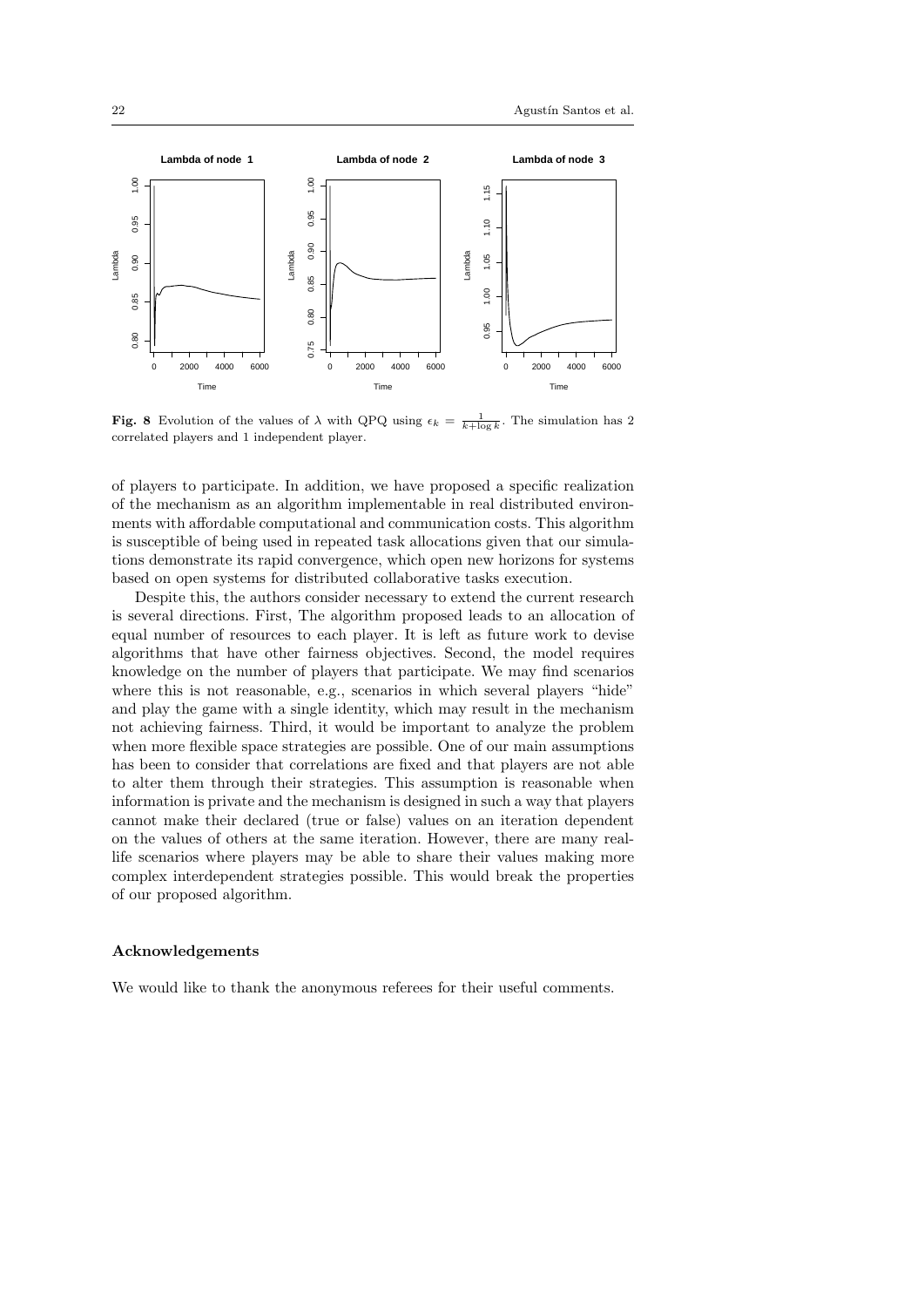Lambda of node 1

Lambda

1.00
0.95
0.90
0.85
0.80

0 2000 4000 6000

Time

Lambda of node 2

Lambda

1.00
0.95
0.90
0.85
0.80
0.75

0 2000 4000 6000

Time

Lambda of node 3

Lambda

1.15
1.10
1.05
1.00
0.95

0 2000 4000 6000

Time

**Fig. 8** Evolution of the values of $\lambda$ with QPQ using $\epsilon_k = \frac{1}{k+\log k}$. The simulation has 2 correlated players and 1 independent player.

of players to participate. In addition, we have proposed a specific realization of the mechanism as an algorithm implementable in real distributed environments with affordable computational and communication costs. This algorithm is susceptible of being used in repeated task allocations given that our simulations demonstrate its rapid convergence, which open new horizons for systems based on open systems for distributed collaborative tasks execution.

Despite this, the authors consider necessary to extend the current research is several directions. First, The algorithm proposed leads to an allocation of equal number of resources to each player. It is left as future work to devise algorithms that have other fairness objectives. Second, the model requires knowledge on the number of players that participate. We may find scenarios where this is not reasonable, e.g., scenarios in which several players "hide" and play the game with a single identity, which may result in the mechanism not achieving fairness. Third, it would be important to analyze the problem when more flexible space strategies are possible. One of our main assumptions has been to consider that correlations are fixed and that players are not able to alter them through their strategies. This assumption is reasonable when information is private and the mechanism is designed in such a way that players cannot make their declared (true or false) values on an iteration dependent on the values of others at the same iteration. However, there are many real-life scenarios where players may be able to share their values making more complex interdependent strategies possible. This would break the properties of our proposed algorithm.

## Acknowledgements

We would like to thank the anonymous referees for their useful comments.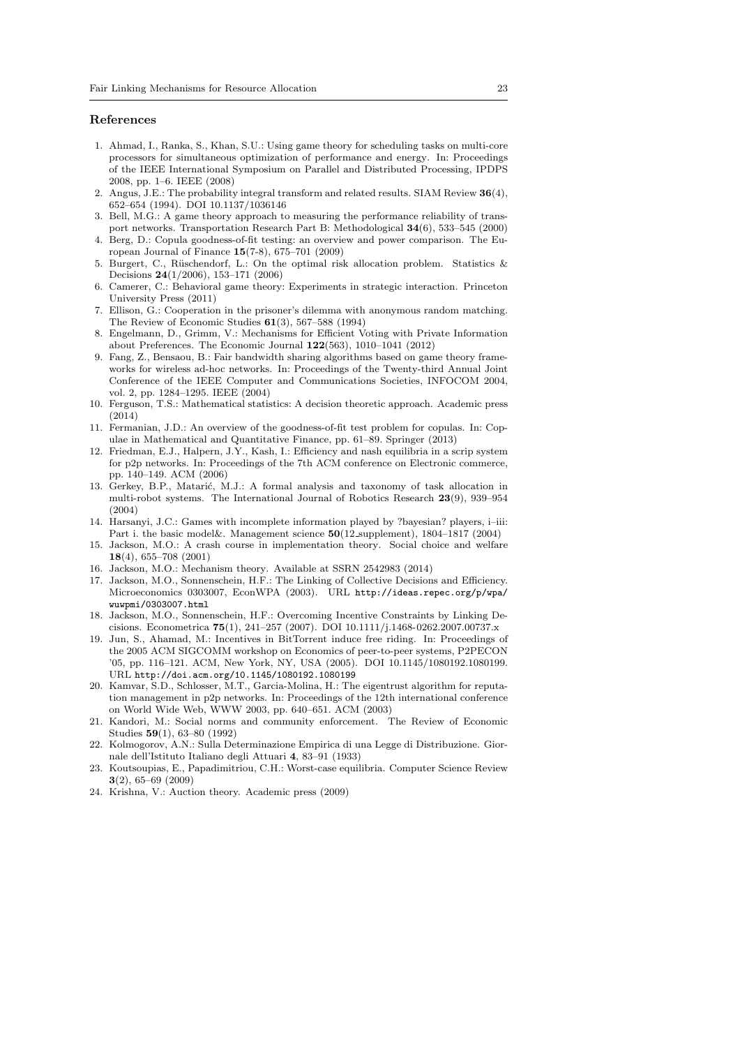## References

1. Ahmad, I., Ranka, S., Khan, S.U.: Using game theory for scheduling tasks on multi-core processors for simultaneous optimization of performance and energy. In: Proceedings of the IEEE International Symposium on Parallel and Distributed Processing, IPDPS 2008, pp. 1–6. IEEE (2008)
2. Angus, J.E.: The probability integral transform and related results. SIAM Review **36**(4), 652–654 (1994). DOI 10.1137/1036146
3. Bell, M.G.: A game theory approach to measuring the performance reliability of transport networks. Transportation Research Part B: Methodological **34**(6), 533–545 (2000)
4. Berg, D.: Copula goodness-of-fit testing: an overview and power comparison. The European Journal of Finance **15**(7-8), 675–701 (2009)
5. Burgert, C., Rüschendorf, L.: On the optimal risk allocation problem. Statistics & Decisions **24**(1/2006), 153–171 (2006)
6. Camerer, C.: Behavioral game theory: Experiments in strategic interaction. Princeton University Press (2011)
7. Ellison, G.: Cooperation in the prisoner's dilemma with anonymous random matching. The Review of Economic Studies **61**(3), 567–588 (1994)
8. Engelmann, D., Grimm, V.: Mechanisms for Efficient Voting with Private Information about Preferences. The Economic Journal **122**(563), 1010–1041 (2012)
9. Fang, Z., Bensaou, B.: Fair bandwidth sharing algorithms based on game theory frameworks for wireless ad-hoc networks. In: Proceedings of the Twenty-third Annual Joint Conference of the IEEE Computer and Communications Societies, INFOCOM 2004, vol. 2, pp. 1284–1295. IEEE (2004)
10. Ferguson, T.S.: Mathematical statistics: A decision theoretic approach. Academic press (2014)
11. Fermanian, J.D.: An overview of the goodness-of-fit test problem for copulas. In: Copulae in Mathematical and Quantitative Finance, pp. 61–89. Springer (2013)
12. Friedman, E.J., Halpern, J.Y., Kash, I.: Efficiency and nash equilibria in a scrip system for p2p networks. In: Proceedings of the 7th ACM conference on Electronic commerce, pp. 140–149. ACM (2006)
13. Gerkey, B.P., Matarić, M.J.: A formal analysis and taxonomy of task allocation in multi-robot systems. The International Journal of Robotics Research **23**(9), 939–954 (2004)
14. Harsanyi, J.C.: Games with incomplete information played by ?bayesian? players, i–iii: Part i. the basic model&. Management science **50**(12_supplement), 1804–1817 (2004)
15. Jackson, M.O.: A crash course in implementation theory. Social choice and welfare **18**(4), 655–708 (2001)
16. Jackson, M.O.: Mechanism theory. Available at SSRN 2542983 (2014)
17. Jackson, M.O., Sonnenschein, H.F.: The Linking of Collective Decisions and Efficiency. Microeconomics 0303007, EconWPA (2003). URL `http://ideas.repec.org/p/wpa/wuwpmi/0303007.html`
18. Jackson, M.O., Sonnenschein, H.F.: Overcoming Incentive Constraints by Linking Decisions. Econometrica **75**(1), 241–257 (2007). DOI 10.1111/j.1468-0262.2007.00737.x
19. Jun, S., Ahamad, M.: Incentives in BitTorrent induce free riding. In: Proceedings of the 2005 ACM SIGCOMM workshop on Economics of peer-to-peer systems, P2PECON '05, pp. 116–121. ACM, New York, NY, USA (2005). DOI 10.1145/1080192.1080199. URL `http://doi.acm.org/10.1145/1080192.1080199`
20. Kamvar, S.D., Schlosser, M.T., Garcia-Molina, H.: The eigentrust algorithm for reputation management in p2p networks. In: Proceedings of the 12th international conference on World Wide Web, WWW 2003, pp. 640–651. ACM (2003)
21. Kandori, M.: Social norms and community enforcement. The Review of Economic Studies **59**(1), 63–80 (1992)
22. Kolmogorov, A.N.: Sulla Determinazione Empirica di una Legge di Distribuzione. Giornale dell'Istituto Italiano degli Attuari **4**, 83–91 (1933)
23. Koutsoupias, E., Papadimitriou, C.H.: Worst-case equilibria. Computer Science Review **3**(2), 65–69 (2009)
24. Krishna, V.: Auction theory. Academic press (2009)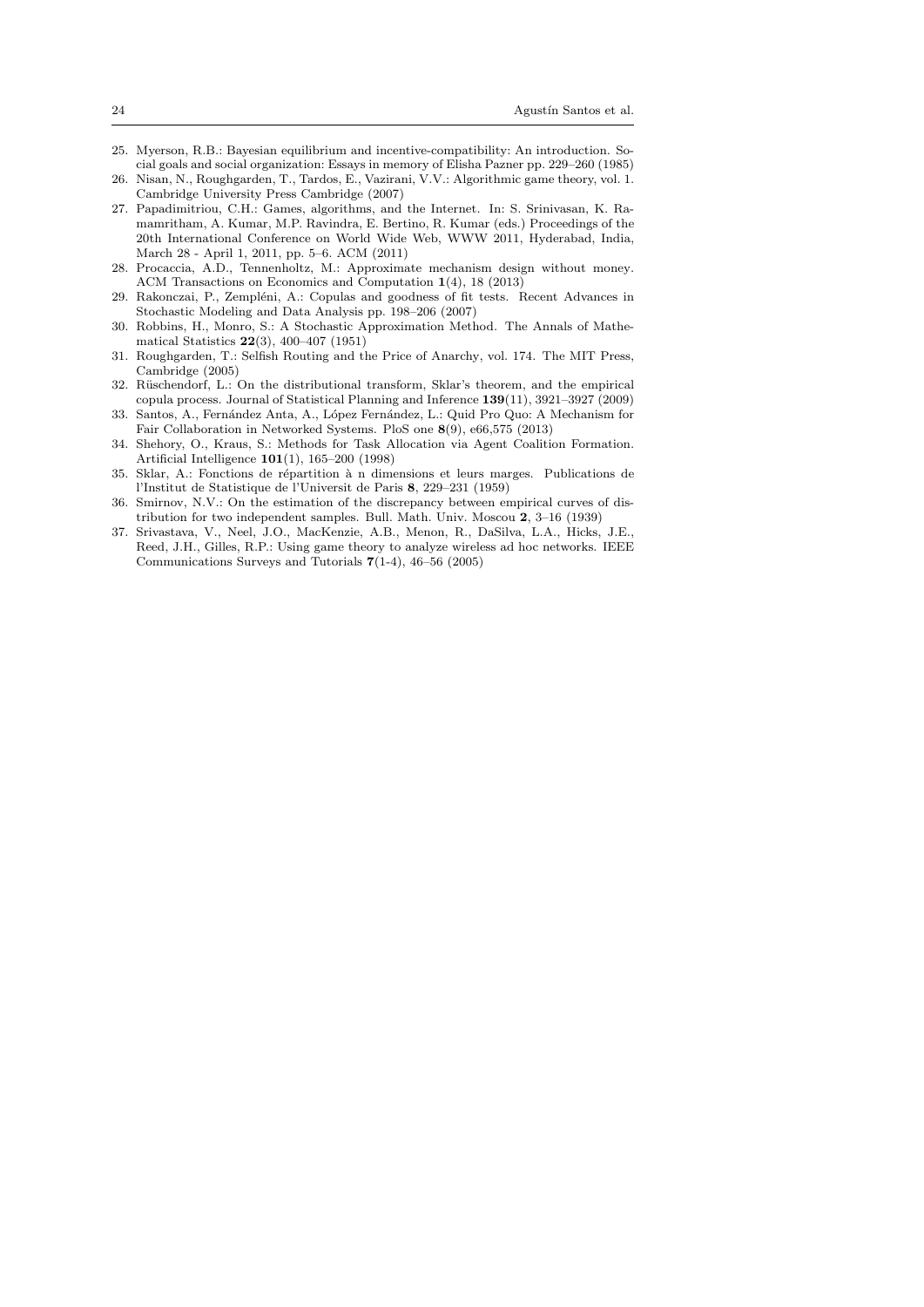25. Myerson, R.B.: Bayesian equilibrium and incentive-compatibility: An introduction. Social goals and social organization: Essays in memory of Elisha Pazner pp. 229–260 (1985)
26. Nisan, N., Roughgarden, T., Tardos, E., Vazirani, V.V.: Algorithmic game theory, vol. 1. Cambridge University Press Cambridge (2007)
27. Papadimitriou, C.H.: Games, algorithms, and the Internet. In: S. Srinivasan, K. Ramamritham, A. Kumar, M.P. Ravindra, E. Bertino, R. Kumar (eds.) Proceedings of the 20th International Conference on World Wide Web, WWW 2011, Hyderabad, India, March 28 - April 1, 2011, pp. 5–6. ACM (2011)
28. Procaccia, A.D., Tennenholtz, M.: Approximate mechanism design without money. ACM Transactions on Economics and Computation **1**(4), 18 (2013)
29. Rakonczai, P., Zempléni, A.: Copulas and goodness of fit tests. Recent Advances in Stochastic Modeling and Data Analysis pp. 198–206 (2007)
30. Robbins, H., Monro, S.: A Stochastic Approximation Method. The Annals of Mathematical Statistics **22**(3), 400–407 (1951)
31. Roughgarden, T.: Selfish Routing and the Price of Anarchy, vol. 174. The MIT Press, Cambridge (2005)
32. Rüschendorf, L.: On the distributional transform, Sklar's theorem, and the empirical copula process. Journal of Statistical Planning and Inference **139**(11), 3921–3927 (2009)
33. Santos, A., Fernández Anta, A., López Fernández, L.: Quid Pro Quo: A Mechanism for Fair Collaboration in Networked Systems. PloS one **8**(9), e66,575 (2013)
34. Shehory, O., Kraus, S.: Methods for Task Allocation via Agent Coalition Formation. Artificial Intelligence **101**(1), 165–200 (1998)
35. Sklar, A.: Fonctions de répartition à n dimensions et leurs marges. Publications de l'Institut de Statistique de l'Universit de Paris **8**, 229–231 (1959)
36. Smirnov, N.V.: On the estimation of the discrepancy between empirical curves of distribution for two independent samples. Bull. Math. Univ. Moscou **2**, 3–16 (1939)
37. Srivastava, V., Neel, J.O., MacKenzie, A.B., Menon, R., DaSilva, L.A., Hicks, J.E., Reed, J.H., Gilles, R.P.: Using game theory to analyze wireless ad hoc networks. IEEE Communications Surveys and Tutorials **7**(1-4), 46–56 (2005)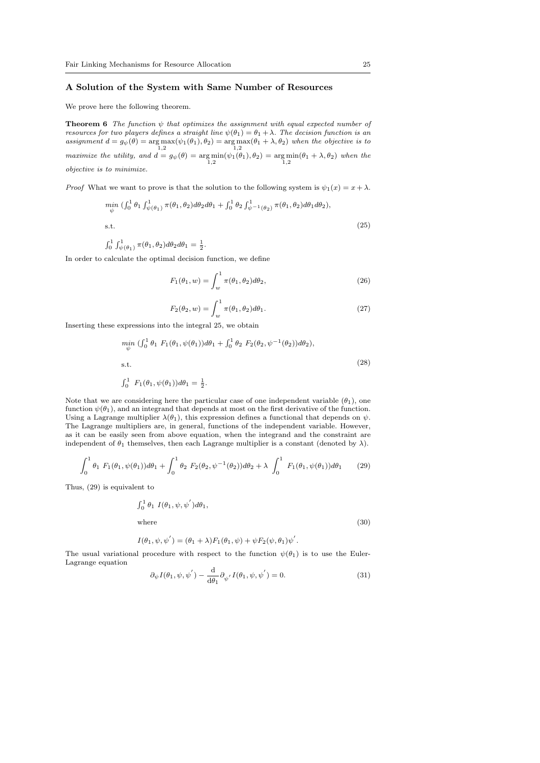## A Solution of the System with Same Number of Resources

We prove here the following theorem.

**Theorem 6** *The function $\psi$ that optimizes the assignment with equal expected number of resources for two players defines a straight line $\psi(\theta_1) = \theta_1 + \lambda$. The decision function is an assignment $d = g_\psi(\theta) = \arg\max_{1,2}(\psi_1(\theta_1), \theta_2) = \arg\max_{1,2}(\theta_1 + \lambda, \theta_2)$ when the objective is to maximize the utility, and $d = g_\psi(\theta) = \arg\min_{1,2}(\psi_1(\theta_1), \theta_2) = \arg\min_{1,2}(\theta_1 + \lambda, \theta_2)$ when the objective is to minimize.*

*Proof* What we want to prove is that the solution to the following system is $\psi_1(x) = x + \lambda$.

$$
\begin{aligned}
&\min_{\psi} \left(\int_0^1 \theta_1 \int_{\psi(\theta_1)}^1 \pi(\theta_1, \theta_2) d\theta_2 d\theta_1 + \int_0^1 \theta_2 \int_{\psi^{-1}(\theta_2)}^1 \pi(\theta_1, \theta_2) d\theta_1 d\theta_2\right),\\
&\text{s.t.}\\
&\int_0^1 \int_{\psi(\theta_1)}^1 \pi(\theta_1, \theta_2) d\theta_2 d\theta_1 = \tfrac{1}{2}.
\end{aligned}
\tag{25}
$$

In order to calculate the optimal decision function, we define

$$
F_1(\theta_1, w) = \int_w^1 \pi(\theta_1, \theta_2) d\theta_2, \tag{26}
$$

$$
F_2(\theta_2, w) = \int_w^1 \pi(\theta_1, \theta_2) d\theta_1. \tag{27}
$$

Inserting these expressions into the integral 25, we obtain

$$
\begin{aligned}
&\min_{\psi} \left(\int_0^1 \theta_1 \; F_1(\theta_1, \psi(\theta_1)) d\theta_1 + \int_0^1 \theta_2 \; F_2(\theta_2, \psi^{-1}(\theta_2)) d\theta_2\right),\\
&\text{s.t.}\\
&\int_0^1 \; F_1(\theta_1, \psi(\theta_1)) d\theta_1 = \tfrac{1}{2}.
\end{aligned}
\tag{28}
$$

Note that we are considering here the particular case of one independent variable ($\theta_1$), one function $\psi(\theta_1)$, and an integrand that depends at most on the first derivative of the function. Using a Lagrange multiplier $\lambda(\theta_1)$, this expression defines a functional that depends on $\psi$. The Lagrange multipliers are, in general, functions of the independent variable. However, as it can be easily seen from above equation, when the integrand and the constraint are independent of $\theta_1$ themselves, then each Lagrange multiplier is a constant (denoted by $\lambda$).

$$
\int_0^1 \theta_1 \; F_1(\theta_1, \psi(\theta_1)) d\theta_1 + \int_0^1 \theta_2 \; F_2(\theta_2, \psi^{-1}(\theta_2)) d\theta_2 + \lambda \; \int_0^1 \; F_1(\theta_1, \psi(\theta_1)) d\theta_1 \tag{29}
$$

Thus, (29) is equivalent to

$$
\begin{aligned}
&\int_0^1 \theta_1 \; I(\theta_1, \psi, \psi') d\theta_1,\\
&\text{where}\\
&I(\theta_1, \psi, \psi') = (\theta_1 + \lambda) F_1(\theta_1, \psi) + \psi F_2(\psi, \theta_1) \psi'.
\end{aligned}
\tag{30}
$$

The usual variational procedure with respect to the function $\psi(\theta_1)$ is to use the Euler-Lagrange equation

$$
\partial_\psi I(\theta_1, \psi, \psi') - \frac{\mathrm{d}}{\mathrm{d}\theta_1} \partial_{\psi'} I(\theta_1, \psi, \psi') = 0. \tag{31}
$$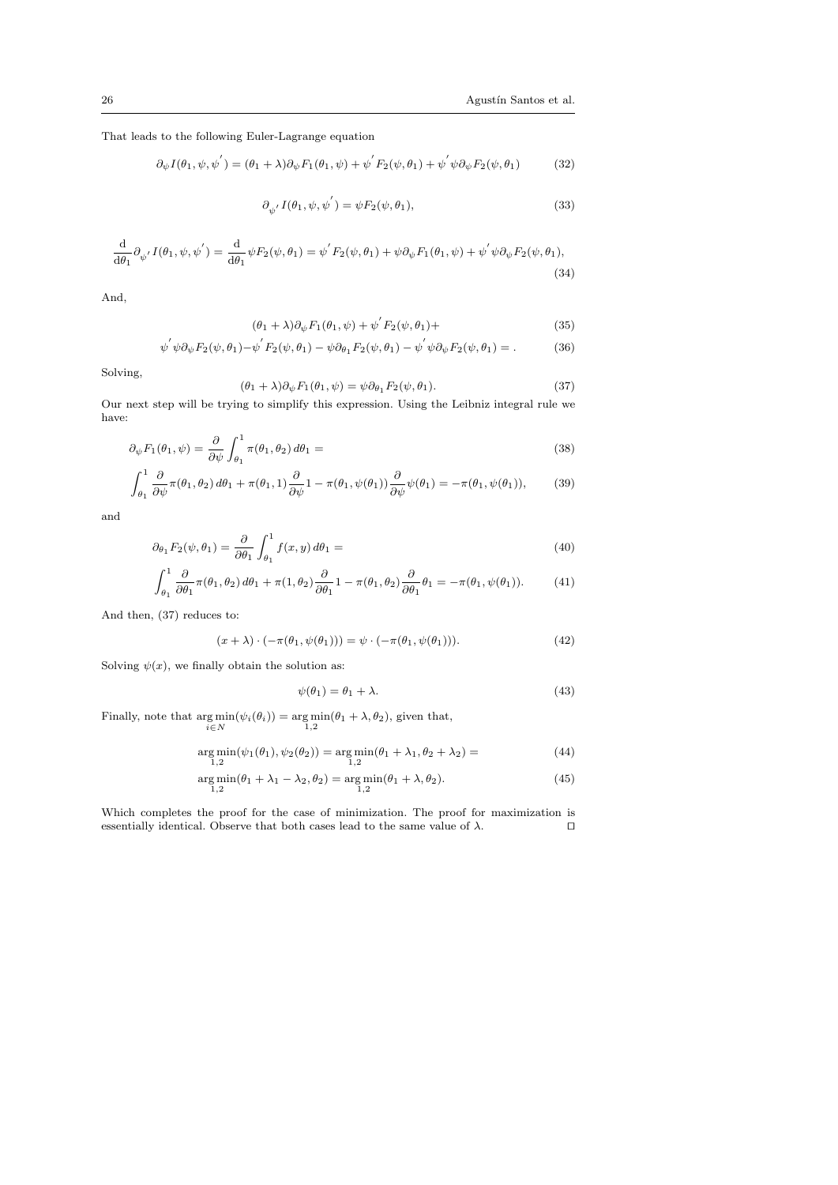That leads to the following Euler-Lagrange equation

$$\partial_{\psi} I(\theta_1, \psi, \psi^{'}) = (\theta_1 + \lambda)\partial_{\psi} F_1(\theta_1, \psi) + \psi^{'} F_2(\psi, \theta_1) + \psi^{'} \psi \partial_{\psi} F_2(\psi, \theta_1) \tag{32}$$

$$\partial_{\psi^{'}} I(\theta_1, \psi, \psi^{'}) = \psi F_2(\psi, \theta_1), \tag{33}$$

$$\frac{\mathrm{d}}{\mathrm{d}\theta_1} \partial_{\psi^{'}} I(\theta_1, \psi, \psi^{'}) = \frac{\mathrm{d}}{\mathrm{d}\theta_1} \psi F_2(\psi, \theta_1) = \psi^{'} F_2(\psi, \theta_1) + \psi \partial_{\psi} F_1(\theta_1, \psi) + \psi^{'} \psi \partial_{\psi} F_2(\psi, \theta_1), \tag{34}$$

And,

$$(\theta_1 + \lambda)\partial_{\psi} F_1(\theta_1, \psi) + \psi^{'} F_2(\psi, \theta_1) + \tag{35}$$

$$\psi^{'} \psi \partial_{\psi} F_2(\psi, \theta_1) - \psi^{'} F_2(\psi, \theta_1) - \psi \partial_{\theta_1} F_2(\psi, \theta_1) - \psi^{'} \psi \partial_{\psi} F_2(\psi, \theta_1) = . \tag{36}$$

Solving,

$$(\theta_1 + \lambda)\partial_{\psi} F_1(\theta_1, \psi) = \psi \partial_{\theta_1} F_2(\psi, \theta_1). \tag{37}$$

Our next step will be trying to simplify this expression. Using the Leibniz integral rule we have:

$$\partial_{\psi} F_1(\theta_1, \psi) = \frac{\partial}{\partial \psi} \int_{\theta_1}^{1} \pi(\theta_1, \theta_2)\, d\theta_1 = \tag{38}$$

$$\int_{\theta_1}^{1} \frac{\partial}{\partial \psi} \pi(\theta_1, \theta_2)\, d\theta_1 + \pi(\theta_1, 1) \frac{\partial}{\partial \psi} 1 - \pi(\theta_1, \psi(\theta_1)) \frac{\partial}{\partial \psi} \psi(\theta_1) = -\pi(\theta_1, \psi(\theta_1)), \tag{39}$$

and

$$\partial_{\theta_1} F_2(\psi, \theta_1) = \frac{\partial}{\partial \theta_1} \int_{\theta_1}^{1} f(x, y)\, d\theta_1 = \tag{40}$$

$$\int_{\theta_1}^{1} \frac{\partial}{\partial \theta_1} \pi(\theta_1, \theta_2)\, d\theta_1 + \pi(1, \theta_2) \frac{\partial}{\partial \theta_1} 1 - \pi(\theta_1, \theta_2) \frac{\partial}{\partial \theta_1} \theta_1 = -\pi(\theta_1, \psi(\theta_1)). \tag{41}$$

And then, (37) reduces to:

$$(x + \lambda) \cdot (-\pi(\theta_1, \psi(\theta_1))) = \psi \cdot (-\pi(\theta_1, \psi(\theta_1))). \tag{42}$$

Solving $\psi(x)$, we finally obtain the solution as:

$$\psi(\theta_1) = \theta_1 + \lambda. \tag{43}$$

Finally, note that $\arg\min_{i \in N}(\psi_i(\theta_i)) = \arg\min_{1,2}(\theta_1 + \lambda, \theta_2)$, given that,

$$\arg\min_{1,2}(\psi_1(\theta_1), \psi_2(\theta_2)) = \arg\min_{1,2}(\theta_1 + \lambda_1, \theta_2 + \lambda_2) = \tag{44}$$

$$\arg\min_{1,2}(\theta_1 + \lambda_1 - \lambda_2, \theta_2) = \arg\min_{1,2}(\theta_1 + \lambda, \theta_2). \tag{45}$$

Which completes the proof for the case of minimization. The proof for maximization is essentially identical. Observe that both cases lead to the same value of $\lambda$. ⊓⊔